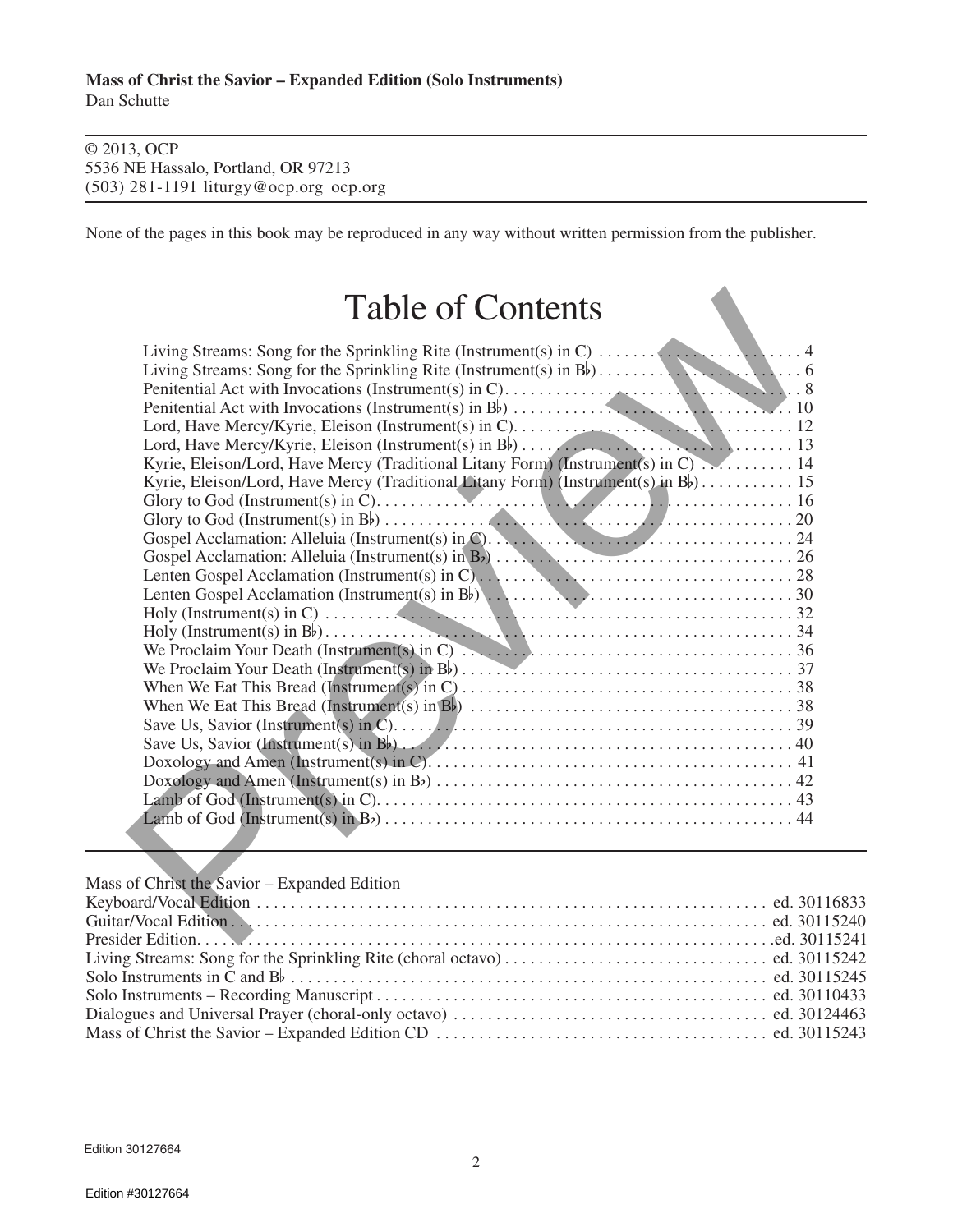**Mass of Christ the Savior – Expanded Edition (Solo Instruments)**
Dan Schutte

© 2013, OCP
5536 NE Hassalo, Portland, OR 97213
(503) 281-1191 liturgy@ocp.org ocp.org

None of the pages in this book may be reproduced in any way without written permission from the publisher.

# Table of Contents

Living Streams: Song for the Sprinkling Rite (Instrument(s) in C) . . . . . . . . . . 4
Living Streams: Song for the Sprinkling Rite (Instrument(s) in B♭) . . . . . . . . . . 6
Penitential Act with Invocations (Instrument(s) in C) . . . . . . . . . . 8
Penitential Act with Invocations (Instrument(s) in B♭) . . . . . . . . . . 10
Lord, Have Mercy/Kyrie, Eleison (Instrument(s) in C) . . . . . . . . . . 12
Lord, Have Mercy/Kyrie, Eleison (Instrument(s) in B♭) . . . . . . . . . . 13
Kyrie, Eleison/Lord, Have Mercy (Traditional Litany Form) (Instrument(s) in C) . . . . . . . . . . 14
Kyrie, Eleison/Lord, Have Mercy (Traditional Litany Form) (Instrument(s) in B♭) . . . . . . . . . . 15
Glory to God (Instrument(s) in C) . . . . . . . . . . 16
Glory to God (Instrument(s) in B♭) . . . . . . . . . . 20
Gospel Acclamation: Alleluia (Instrument(s) in C) . . . . . . . . . . 24
Gospel Acclamation: Alleluia (Instrument(s) in B♭) . . . . . . . . . . 26
Lenten Gospel Acclamation (Instrument(s) in C) . . . . . . . . . . 28
Lenten Gospel Acclamation (Instrument(s) in B♭) . . . . . . . . . . 30
Holy (Instrument(s) in C) . . . . . . . . . . 32
Holy (Instrument(s) in B♭) . . . . . . . . . . 34
We Proclaim Your Death (Instrument(s) in C) . . . . . . . . . . 36
We Proclaim Your Death (Instrument(s) in B♭) . . . . . . . . . . 37
When We Eat This Bread (Instrument(s) in C) . . . . . . . . . . 38
When We Eat This Bread (Instrument(s) in B♭) . . . . . . . . . . 38
Save Us, Savior (Instrument(s) in C) . . . . . . . . . . 39
Save Us, Savior (Instrument(s) in B♭) . . . . . . . . . . 40
Doxology and Amen (Instrument(s) in C) . . . . . . . . . . 41
Doxology and Amen (Instrument(s) in B♭) . . . . . . . . . . 42
Lamb of God (Instrument(s) in C) . . . . . . . . . . 43
Lamb of God (Instrument(s) in B♭) . . . . . . . . . . 44

Mass of Christ the Savior – Expanded Edition
Keyboard/Vocal Edition . . . . . . . . . . ed. 30116833
Guitar/Vocal Edition . . . . . . . . . . ed. 30115240
Presider Edition . . . . . . . . . . ed. 30115241
Living Streams: Song for the Sprinkling Rite (choral octavo) . . . . . . . . . . ed. 30115242
Solo Instruments in C and B♭ . . . . . . . . . . ed. 30115245
Solo Instruments – Recording Manuscript . . . . . . . . . . ed. 30110433
Dialogues and Universal Prayer (choral-only octavo) . . . . . . . . . . ed. 30124463
Mass of Christ the Savior – Expanded Edition CD . . . . . . . . . . ed. 30115243

Edition 30127664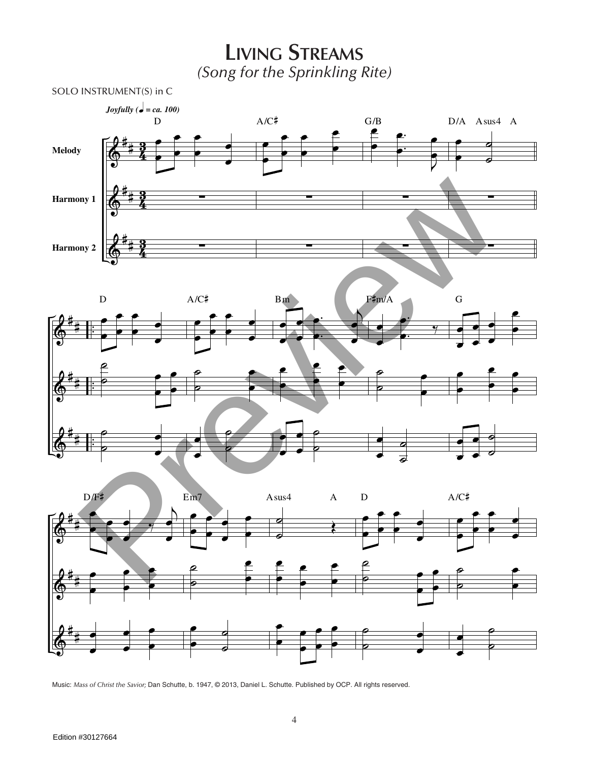# Living Streams

*(Song for the Sprinkling Rite)*

SOLO INSTRUMENT(S) in C

Music: *Mass of Christ the Savior;* Dan Schutte, b. 1947, © 2013, Daniel L. Schutte. Published by OCP. All rights reserved.

Edition #30127664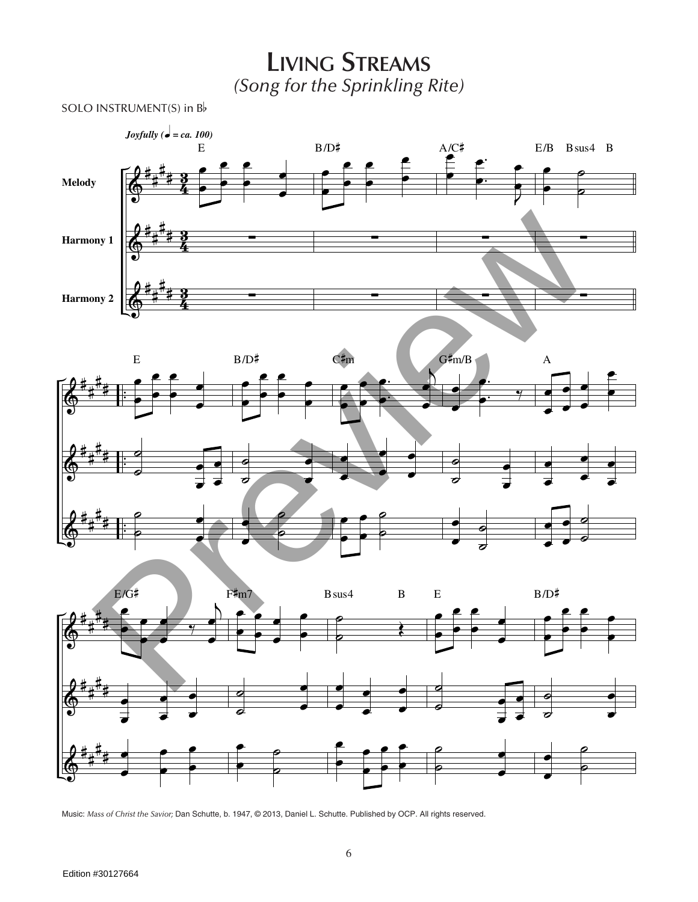# Living Streams

*(Song for the Sprinkling Rite)*

SOLO INSTRUMENT(S) in B♭

Music: *Mass of Christ the Savior;* Dan Schutte, b. 1947, © 2013, Daniel L. Schutte. Published by OCP. All rights reserved.

Edition #30127664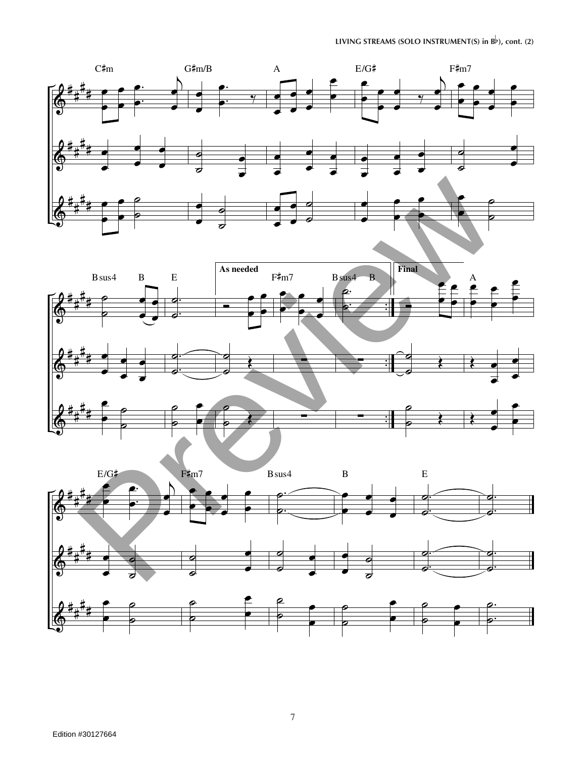LIVING STREAMS (SOLO INSTRUMENT(S) in B♭), cont. (2)

C♯m G♯m/B A E/G♯ F♯m7

B sus4 B E

**As needed**

F♯m7 B sus4 B

**Final**

A

E/G♯ F♯m7 B sus4 B E

Edition #30127664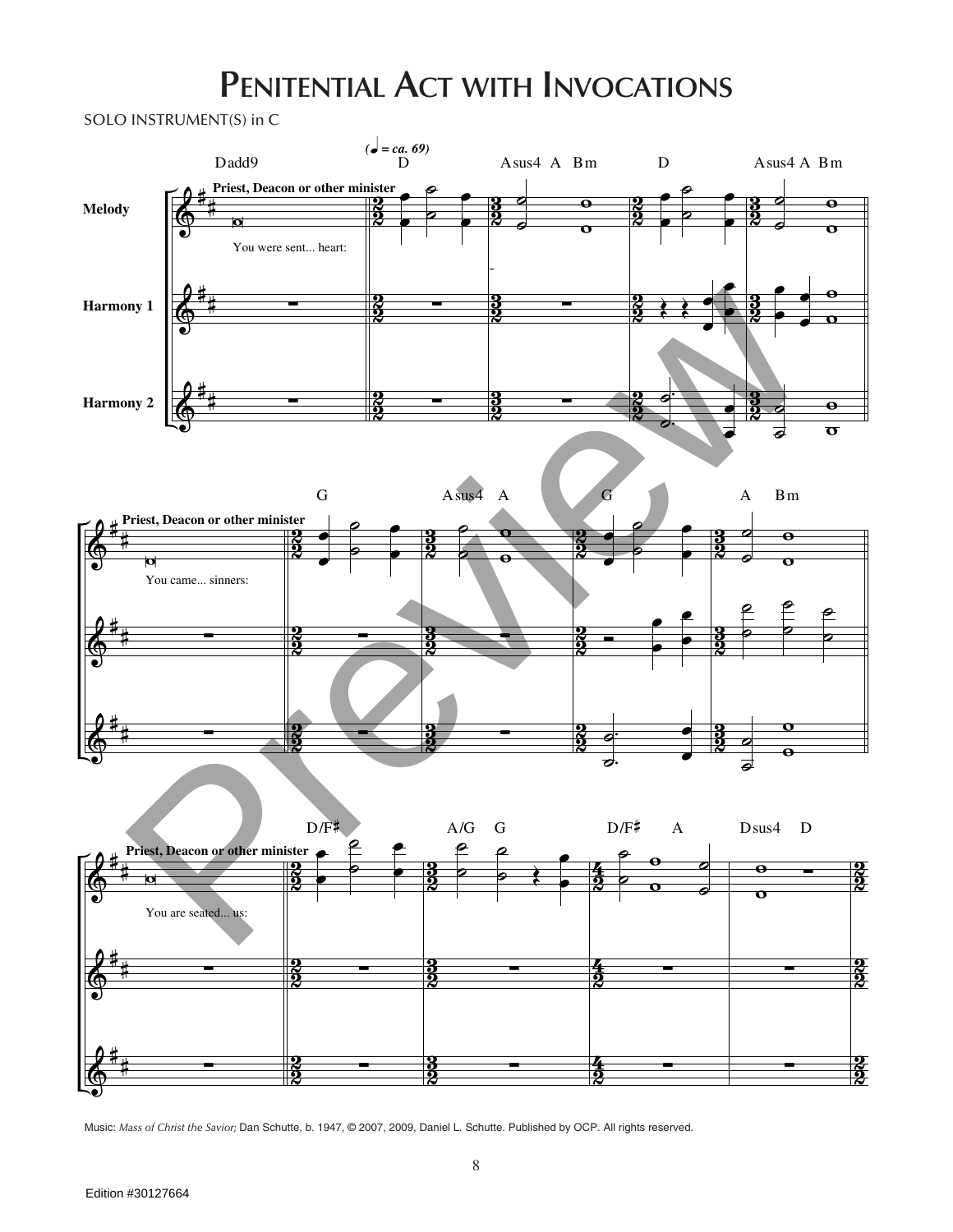# Penitential Act with Invocations

SOLO INSTRUMENT(S) in C

Music: *Mass of Christ the Savior;* Dan Schutte, b. 1947, © 2007, 2009, Daniel L. Schutte. Published by OCP. All rights reserved.

Edition #30127664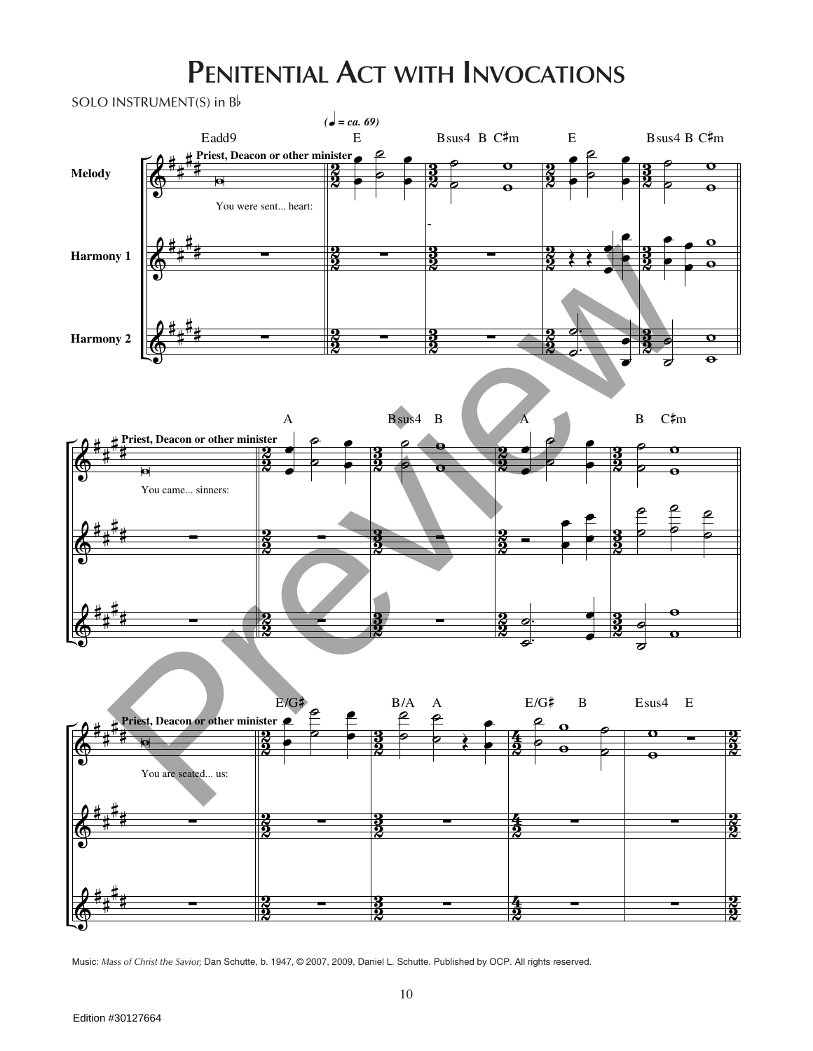# Penitential Act with Invocations

SOLO INSTRUMENT(S) in B♭

Music: *Mass of Christ the Savior;* Dan Schutte, b. 1947, © 2007, 2009, Daniel L. Schutte. Published by OCP. All rights reserved.

Edition #30127664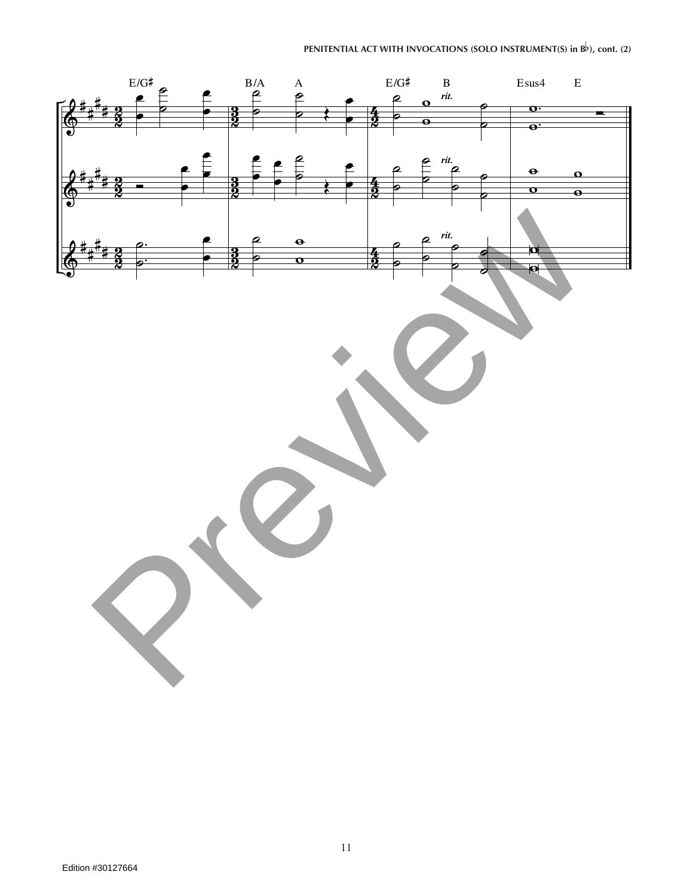PENITENTIAL ACT WITH INVOCATIONS (SOLO INSTRUMENT(S) in B♭), cont. (2)

E/G♯ B/A A E/G♯ B Esus4 E

*rit.*

*rit.*

*rit.*

Edition #30127664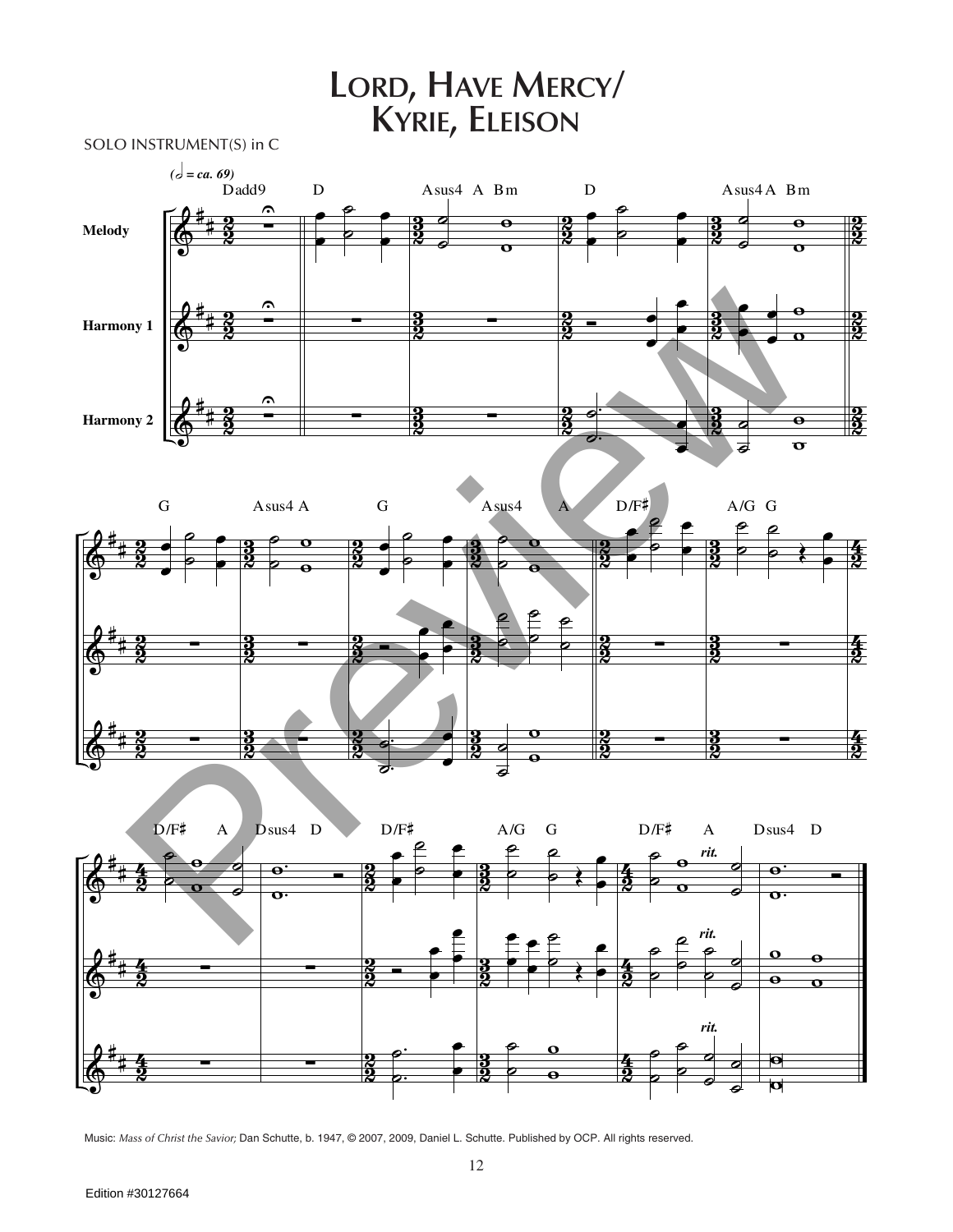# Lord, Have Mercy/ Kyrie, Eleison

SOLO INSTRUMENT(S) in C

Music: *Mass of Christ the Savior;* Dan Schutte, b. 1947, © 2007, 2009, Daniel L. Schutte. Published by OCP. All rights reserved.

Edition #30127664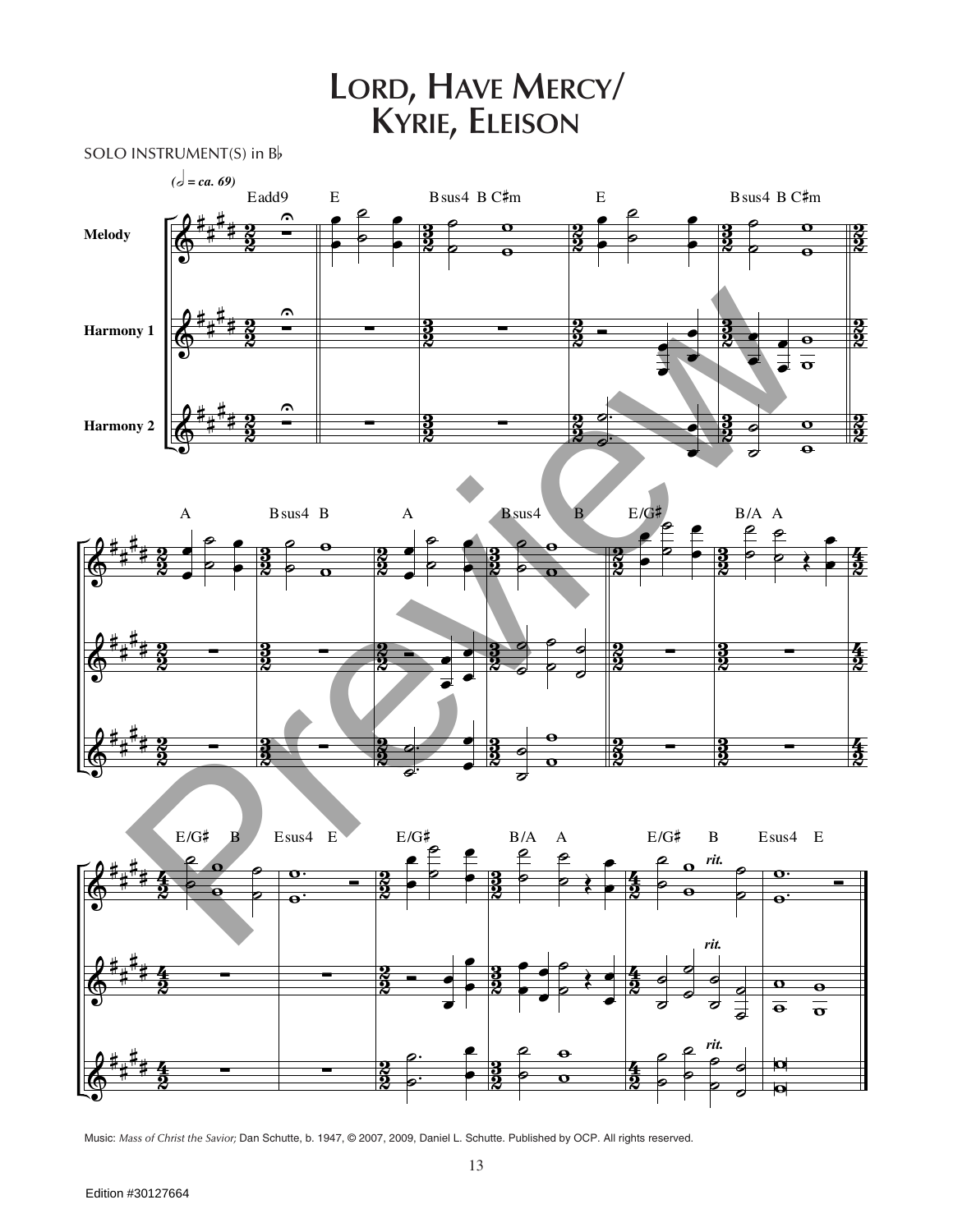# Lord, Have Mercy/ Kyrie, Eleison

SOLO INSTRUMENT(S) in B♭

Music: *Mass of Christ the Savior;* Dan Schutte, b. 1947, © 2007, 2009, Daniel L. Schutte. Published by OCP. All rights reserved.

Edition #30127664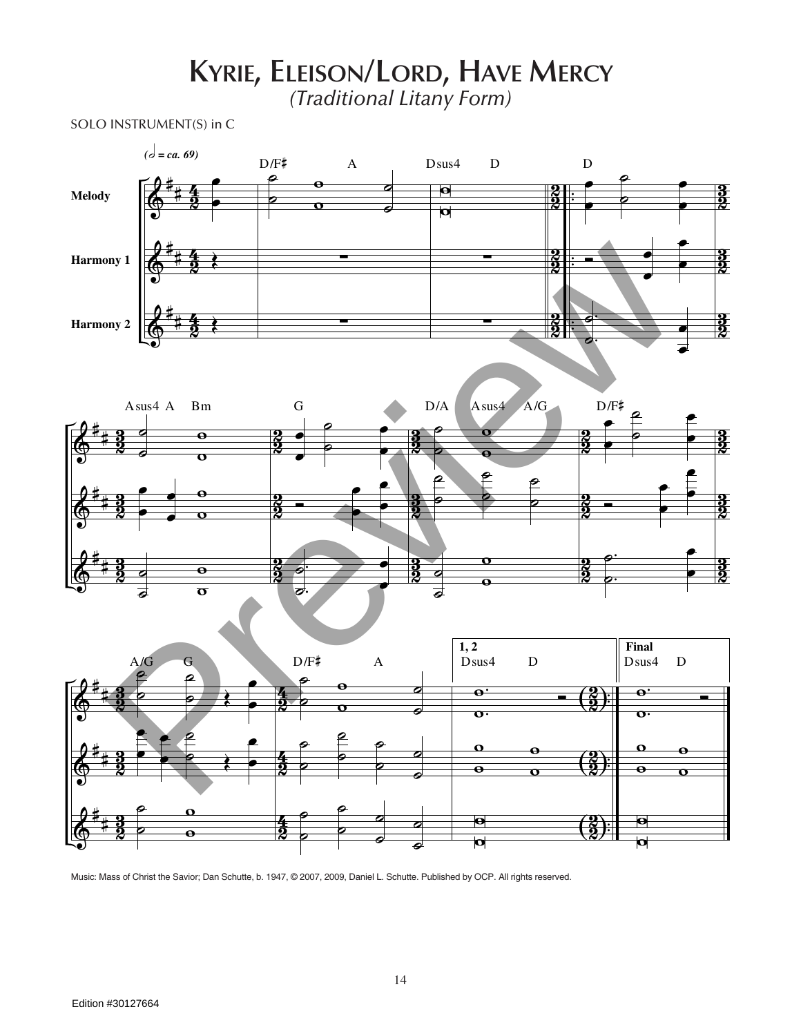# Kyrie, Eleison/Lord, Have Mercy

*(Traditional Litany Form)*

SOLO INSTRUMENT(S) in C

Music: Mass of Christ the Savior; Dan Schutte, b. 1947, © 2007, 2009, Daniel L. Schutte. Published by OCP. All rights reserved.

Edition #30127664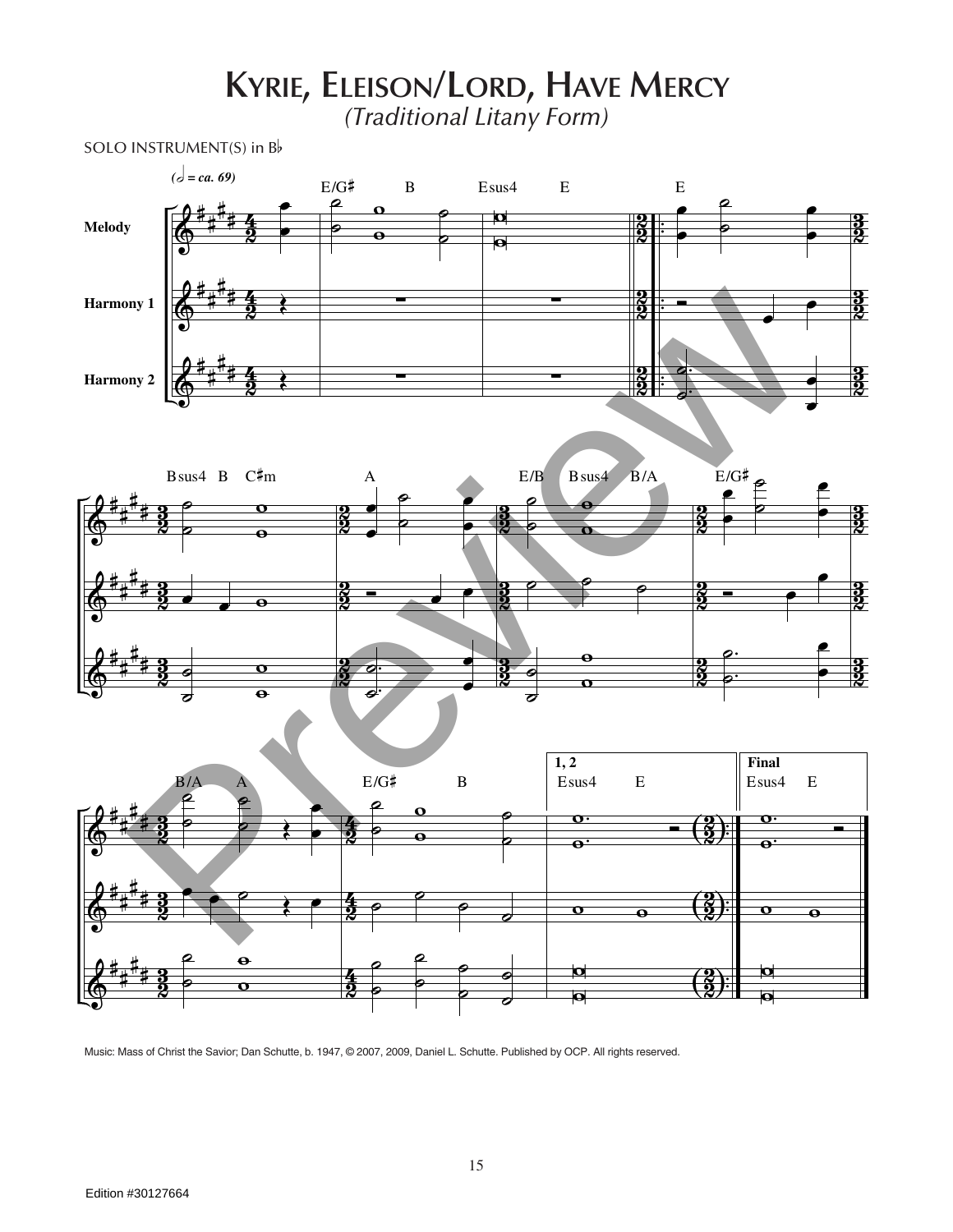# Kyrie, Eleison/Lord, Have Mercy

*(Traditional Litany Form)*

SOLO INSTRUMENT(S) in B♭

Music: Mass of Christ the Savior; Dan Schutte, b. 1947, © 2007, 2009, Daniel L. Schutte. Published by OCP. All rights reserved.

Edition #30127664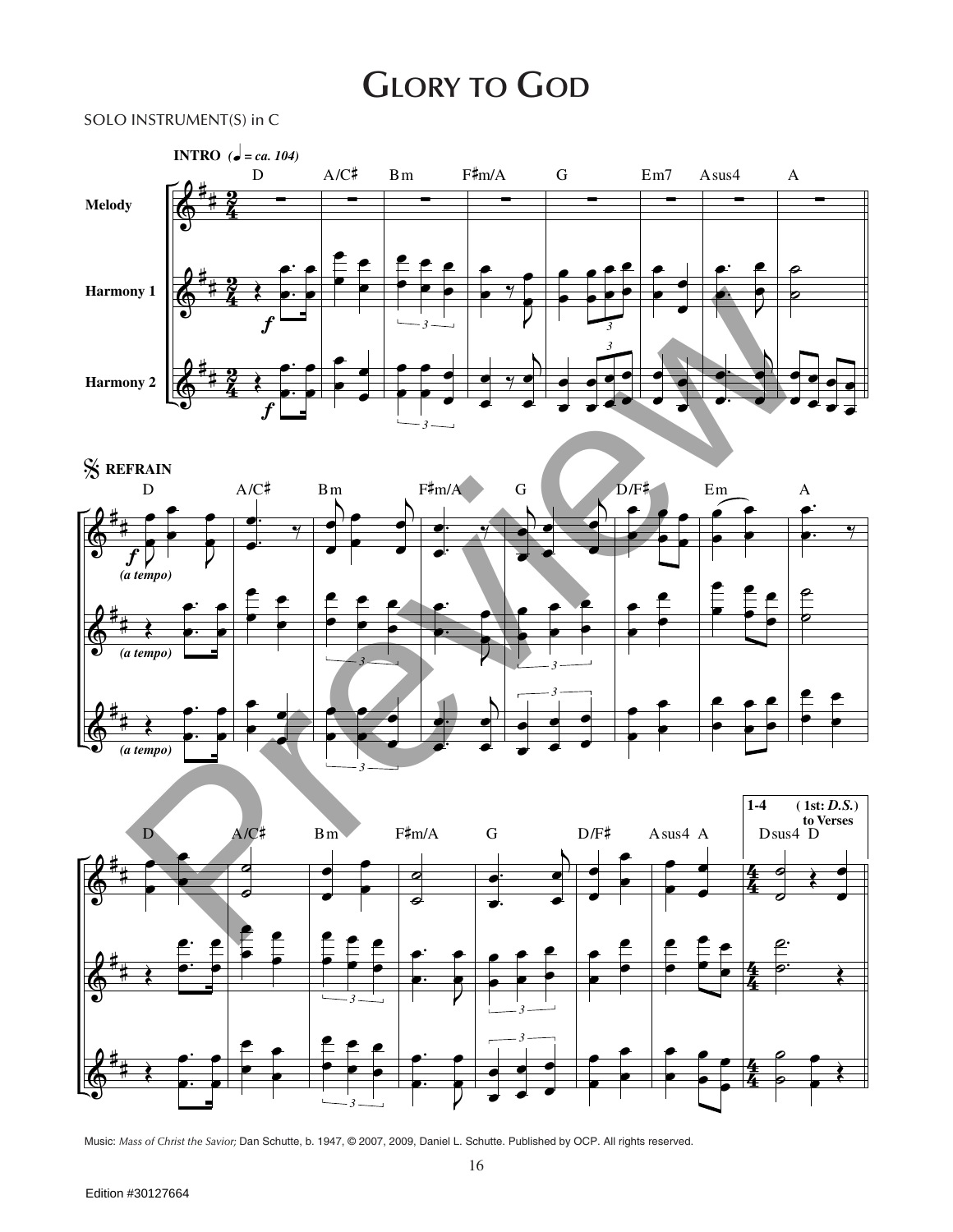# Glory to God

SOLO INSTRUMENT(S) in C

Music: *Mass of Christ the Savior;* Dan Schutte, b. 1947, © 2007, 2009, Daniel L. Schutte. Published by OCP. All rights reserved.

Edition #30127664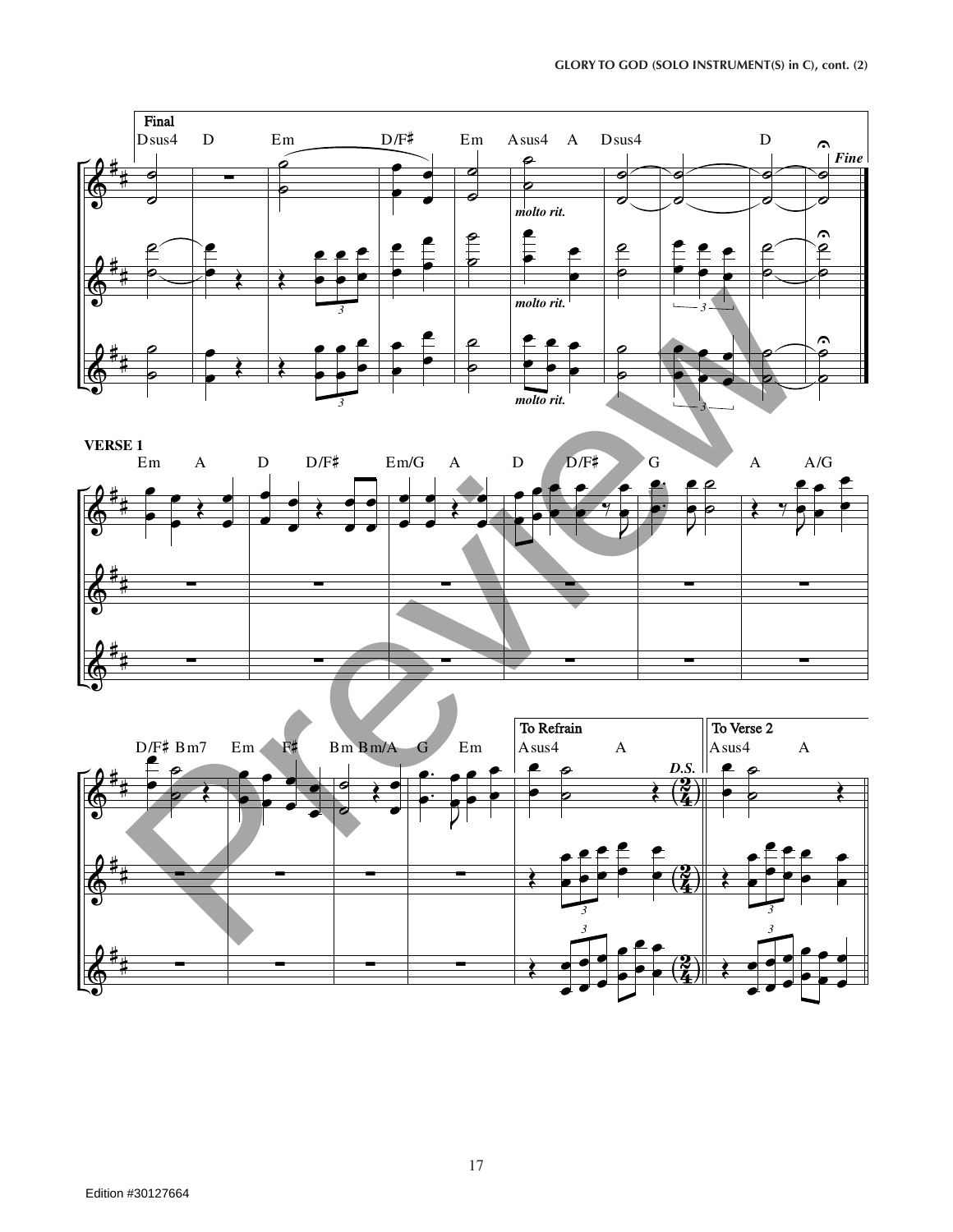**Final**

Dsus4 D Em D/F♯ Em Asus4 A Dsus4 D

*molto rit.*

*Fine*

**VERSE 1**

Em A D D/F♯ Em/G A D D/F♯ G A A/G

D/F♯ Bm7 Em F♯ Bm Bm/A G Em

**To Refrain**

Asus4 A

*D.S.*

**To Verse 2**

Asus4 A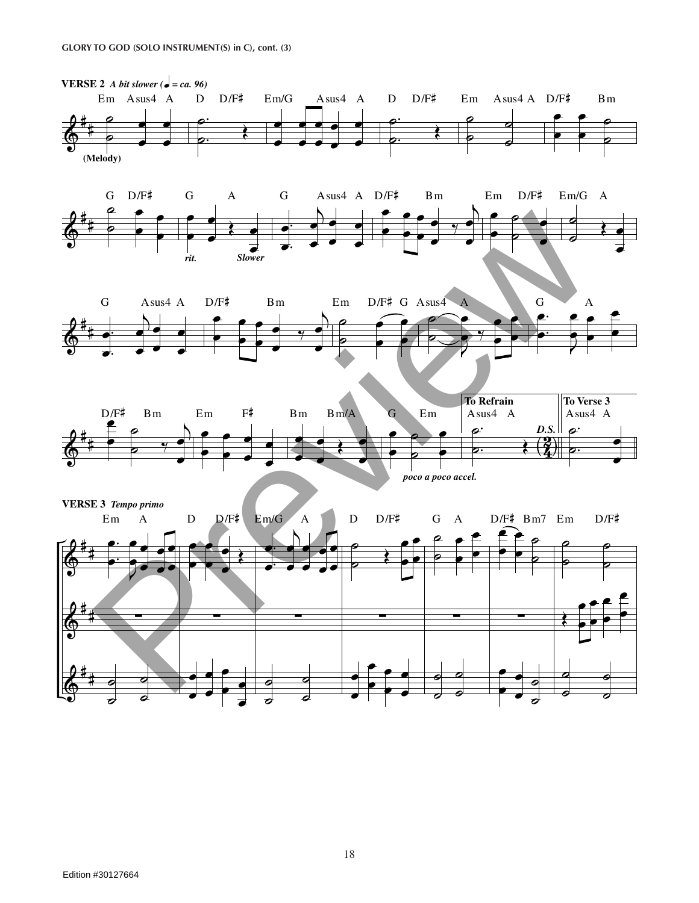**VERSE 2** *A bit slower (♩ = ca. 96)*

Em Asus4 A D D/F♯ Em/G Asus4 A D D/F♯ Em Asus4 A D/F♯ Bm

(Melody)

G D/F♯ G A G Asus4 A D/F♯ Bm Em D/F♯ Em/G A

*rit.* *Slower*

G Asus4 A D/F♯ Bm Em D/F♯ G Asus4 A G A

D/F♯ Bm Em F♯ Bm Bm/A G Em Asus4 A Asus4 A

**To Refrain** **To Verse 3**

*D.S.*

*poco a poco accel.*

**VERSE 3** *Tempo primo*

Em A D D/F♯ Em/G A D D/F♯ G A D/F♯ Bm7 Em D/F♯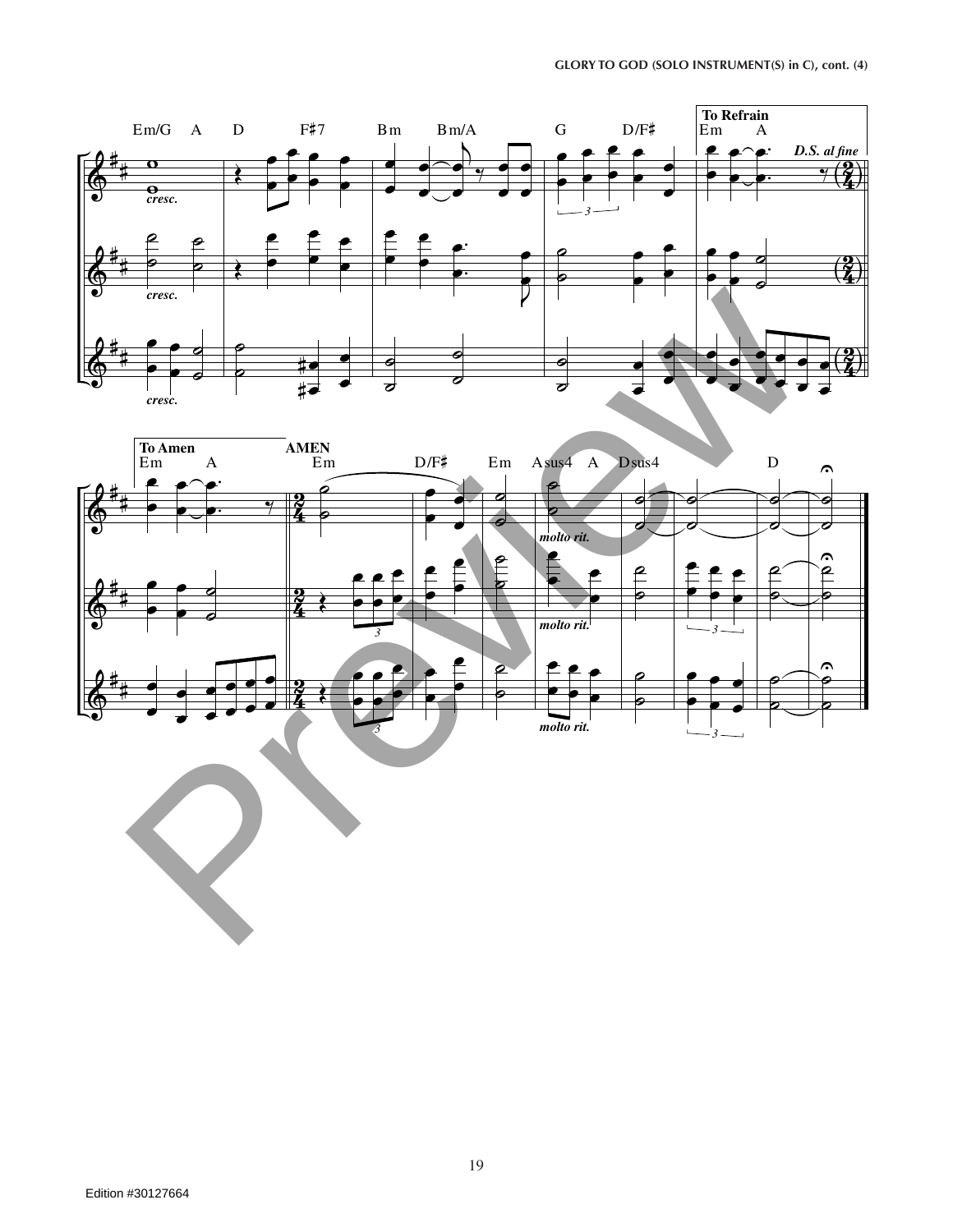**To Refrain**

Em/G A D F♯7 Bm Bm/A G D/F♯ Em A

*cresc.*

*D.S. al fine*

**To Amen** **AMEN**

Em A Em D/F♯ Em Asus4 A Dsus4 D

*molto rit.*

Edition #30127664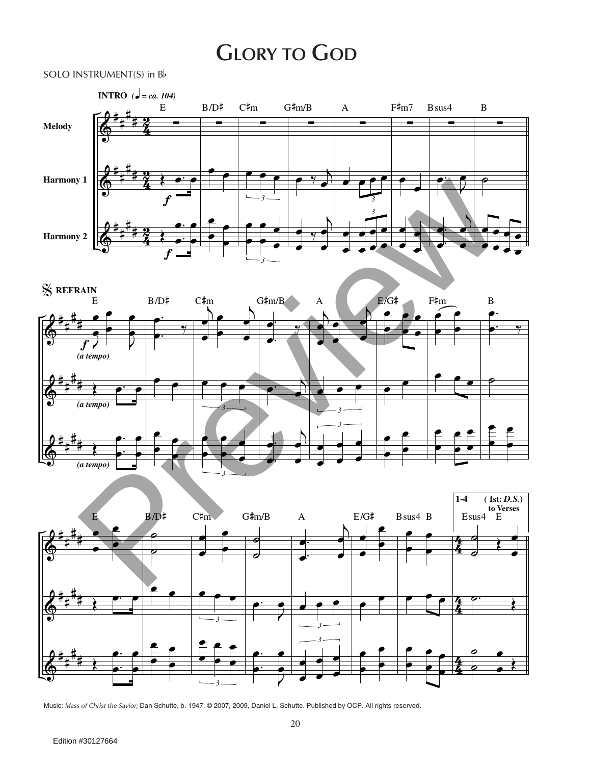# Glory to God

SOLO INSTRUMENT(S) in B♭

INTRO (♩ = ca. 104)

E B/D♯ C♯m G♯m/B A F♯m7 Bsus4 B

Melody

Harmony 1

Harmony 2

*f*

𝄋 REFRAIN

E B/D♯ C♯m G♯m/B A E/G♯ F♯m B

*(a tempo)*

E B/D♯ C♯m G♯m/B A E/G♯ Bsus4 B

1-4 (1st: *D.S.*) to Verses

Esus4 E

Music: *Mass of Christ the Savior;* Dan Schutte, b. 1947, © 2007, 2009, Daniel L. Schutte. Published by OCP. All rights reserved.

Edition #30127664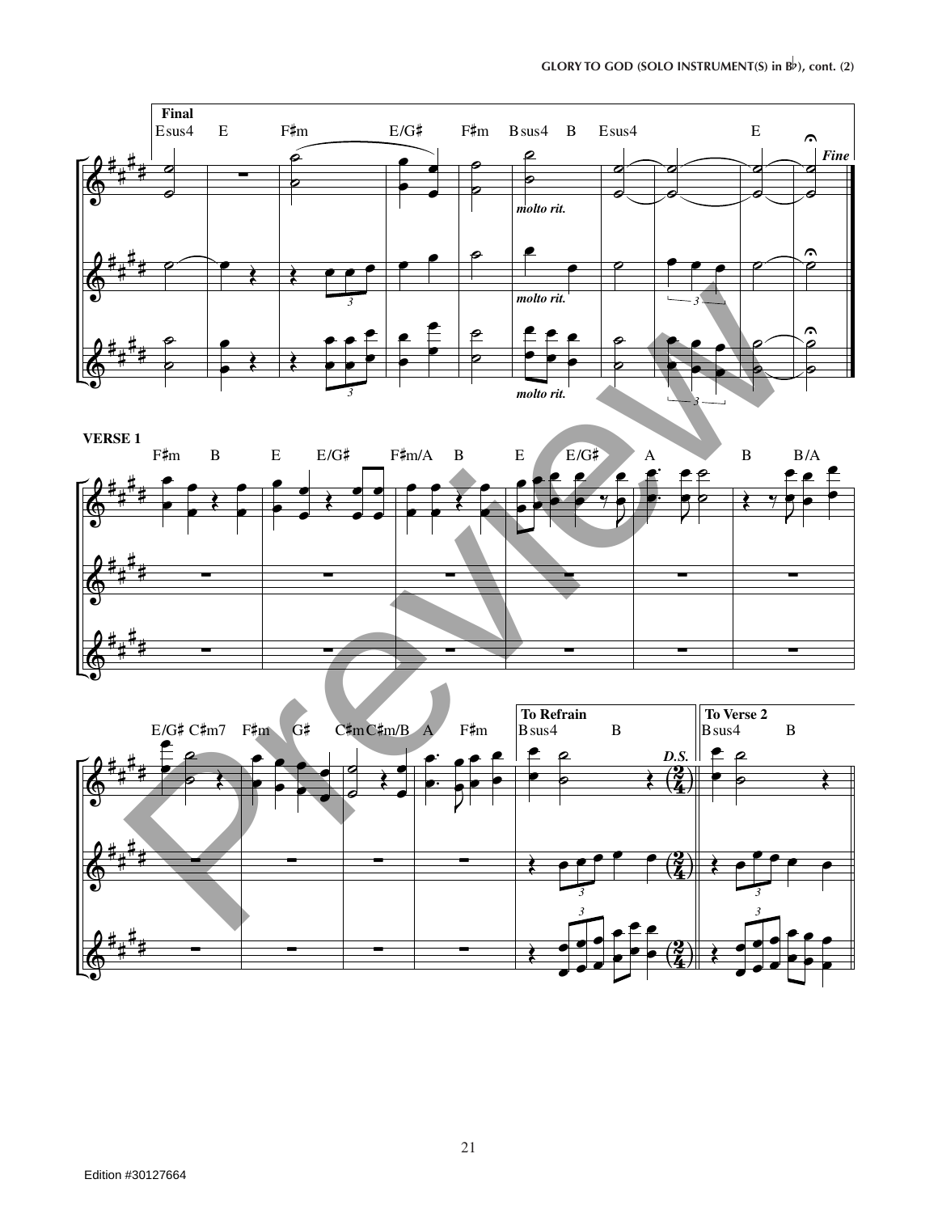**Final**

Esus4 E F♯m E/G♯ F♯m Bsus4 B Esus4 E

*molto rit.*

*Fine*

**VERSE 1**

F♯m B E E/G♯ F♯m/A B E E/G♯ A B B/A

E/G♯ C♯m7 F♯m G♯ C♯m C♯m/B A F♯m

**To Refrain**

Bsus4 B

*D.S.*

**To Verse 2**

Bsus4 B

Edition #30127664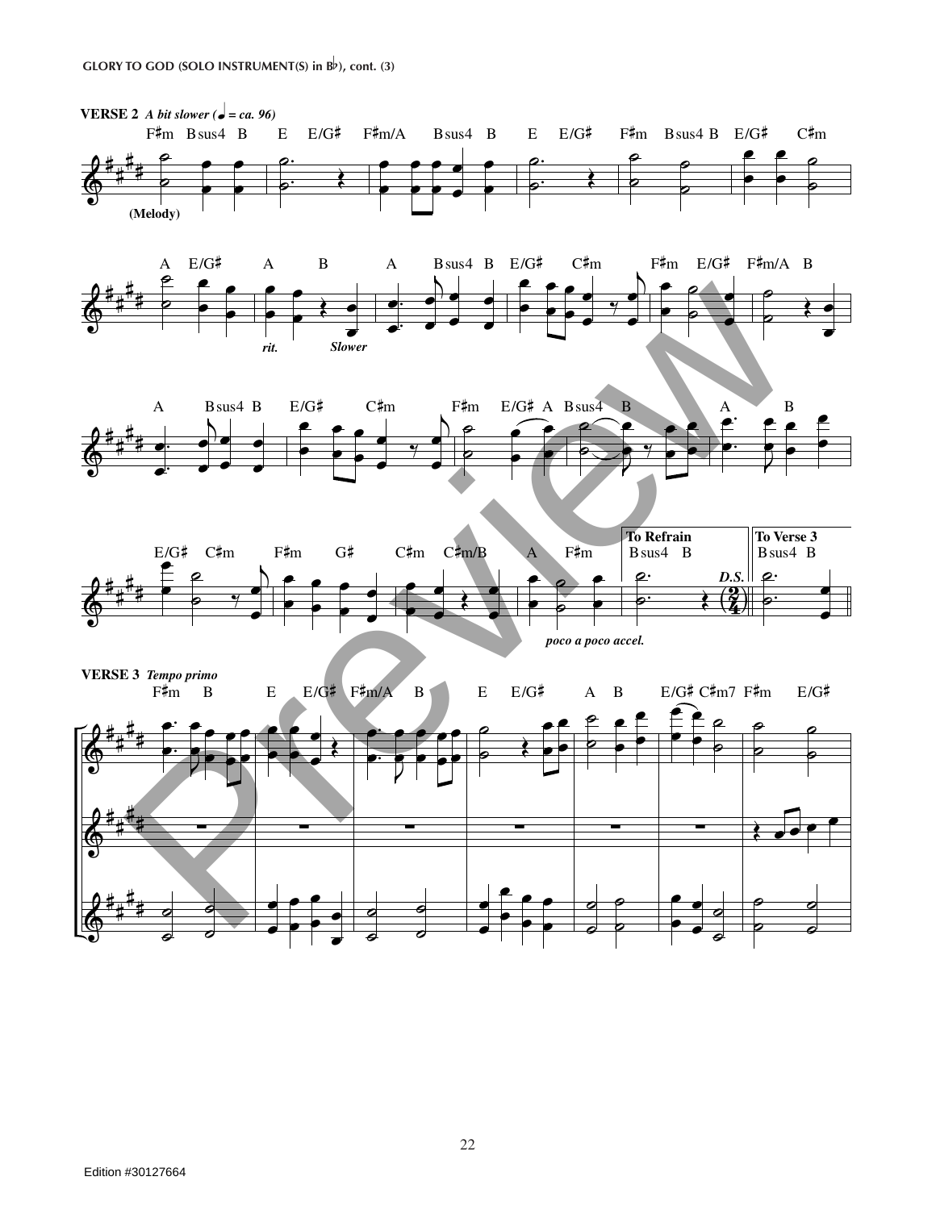GLORY TO GOD (SOLO INSTRUMENT(S) in B♭), cont. (3)

**VERSE 2** *A bit slower (♩ = ca. 96)*

F♯m Bsus4 B E E/G♯ F♯m/A Bsus4 B E E/G♯ F♯m Bsus4 B E/G♯ C♯m

(Melody)

A E/G♯ A B A Bsus4 B E/G♯ C♯m F♯m E/G♯ F♯m/A B

*rit.* *Slower*

A Bsus4 B E/G♯ C♯m F♯m E/G♯ A Bsus4 B A B

E/G♯ C♯m F♯m G♯ C♯m C♯m/B A F♯m

**To Refrain** Bsus4 B *D.S.*

**To Verse 3** Bsus4 B

*poco a poco accel.*

**VERSE 3** *Tempo primo*

F♯m B E E/G♯ F♯m/A B E E/G♯ A B E/G♯ C♯m7 F♯m E/G♯

Edition #30127664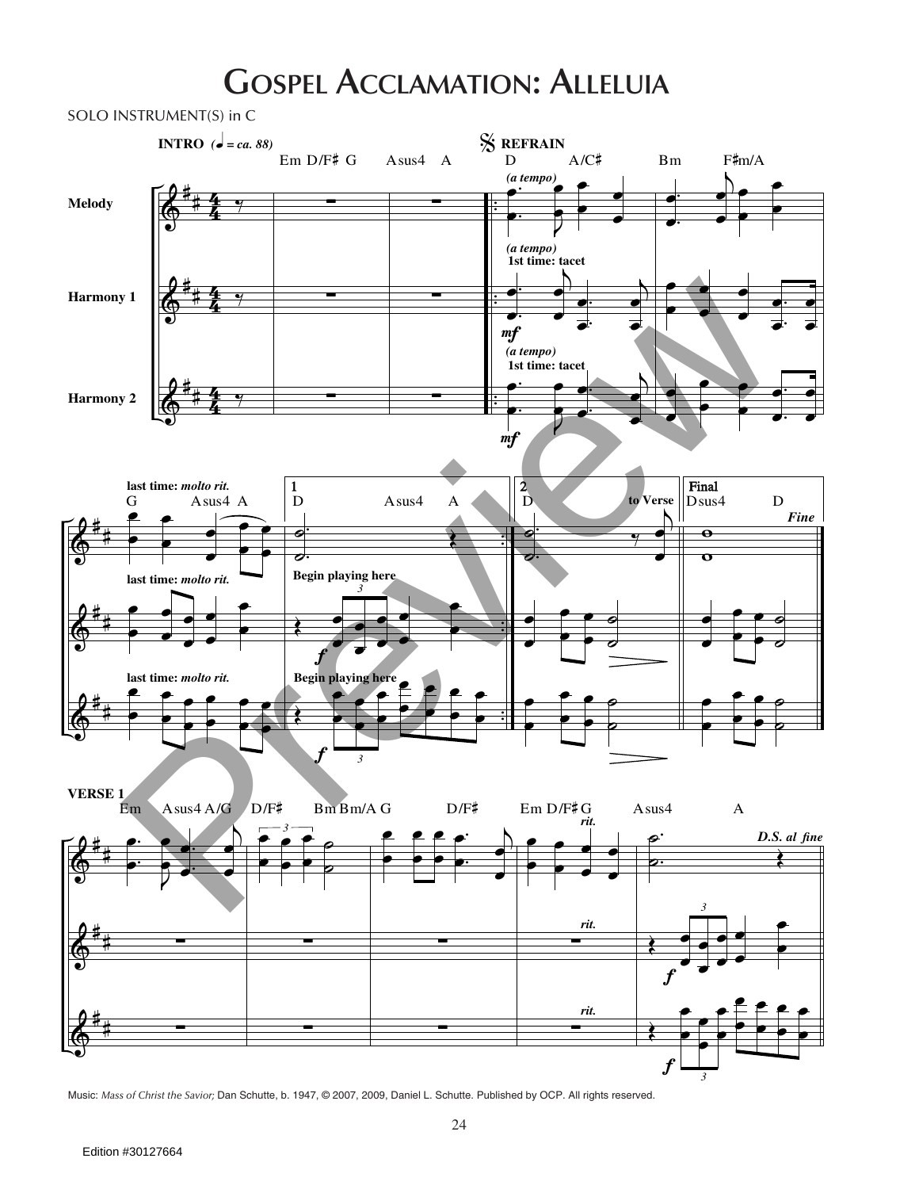# Gospel Acclamation: Alleluia

SOLO INSTRUMENT(S) in C

Music: *Mass of Christ the Savior;* Dan Schutte, b. 1947, © 2007, 2009, Daniel L. Schutte. Published by OCP. All rights reserved.

Edition #30127664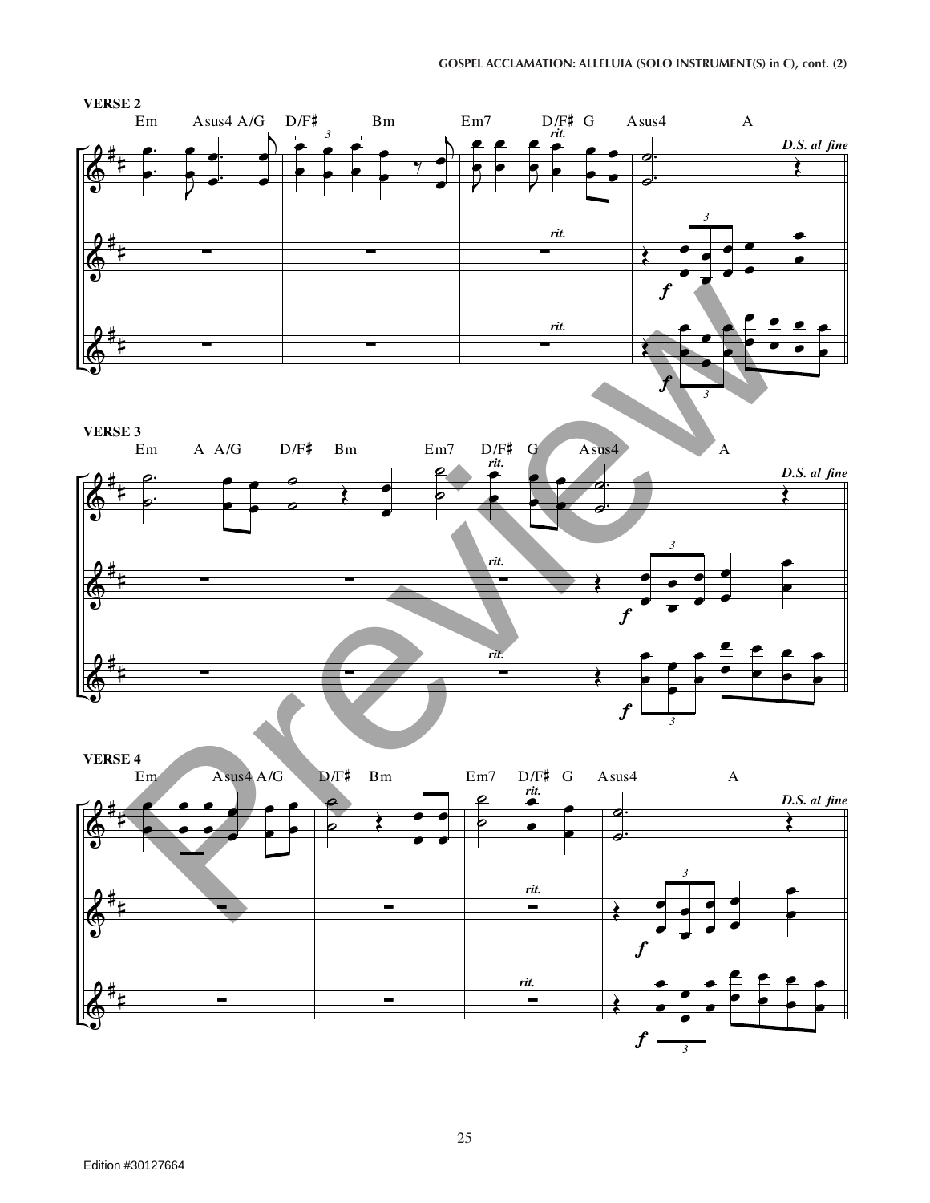### VERSE 2

Em Asus4 A/G D/F♯ Bm Em7 D/F♯ G Asus4 A

*rit.* *D.S. al fine*

### VERSE 3

Em A A/G D/F♯ Bm Em7 D/F♯ G Asus4 A

*rit.* *D.S. al fine*

### VERSE 4

Em Asus4 A/G D/F♯ Bm Em7 D/F♯ G Asus4 A

*rit.* *D.S. al fine*

Edition #30127664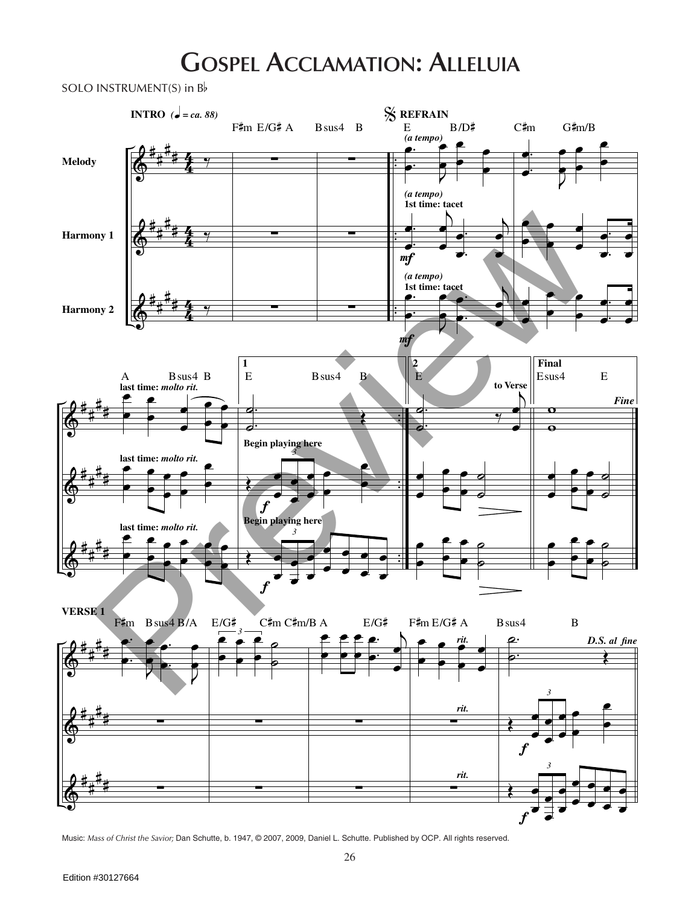# Gospel Acclamation: Alleluia

SOLO INSTRUMENT(S) in B♭

Music: *Mass of Christ the Savior;* Dan Schutte, b. 1947, © 2007, 2009, Daniel L. Schutte. Published by OCP. All rights reserved.

Edition #30127664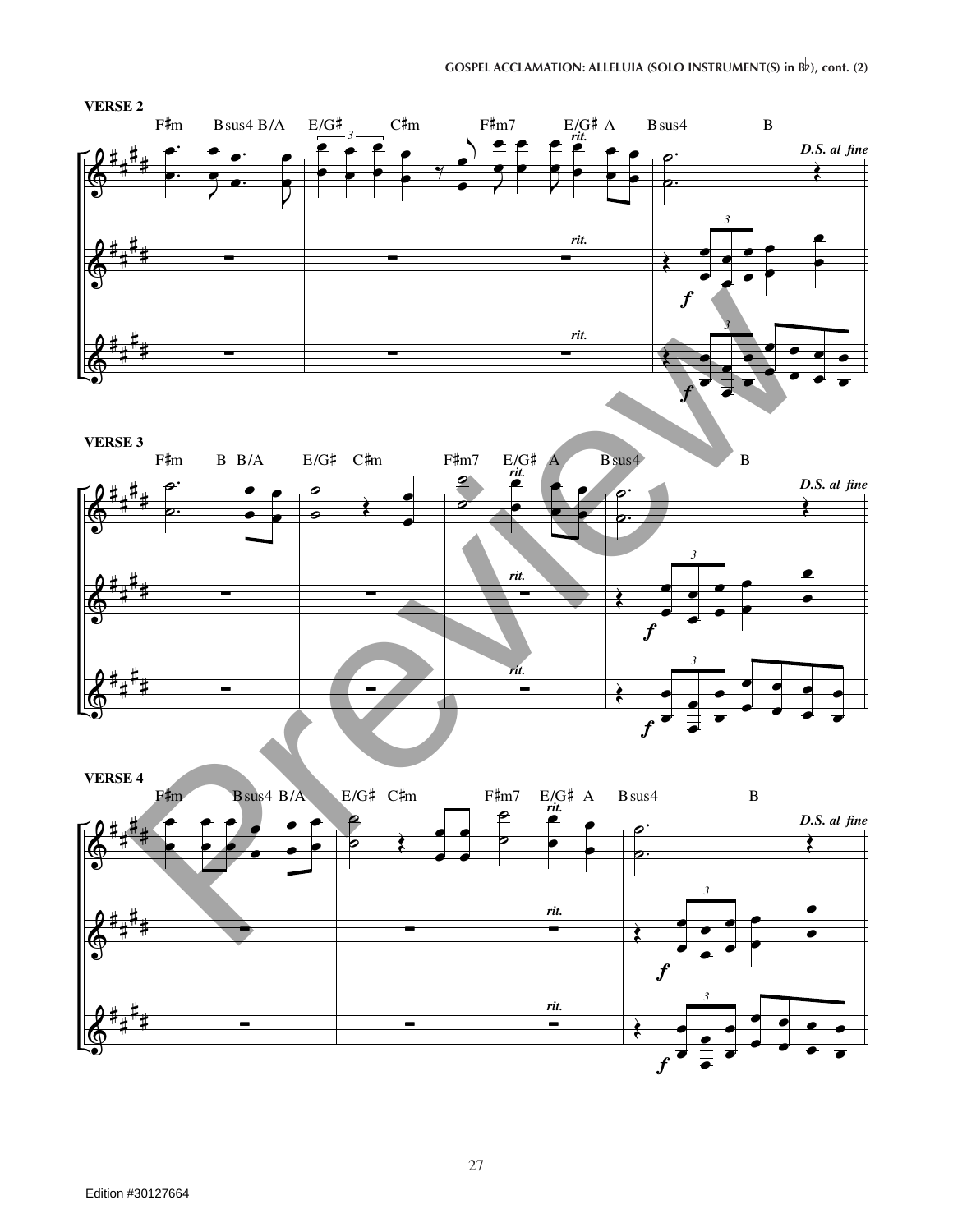**VERSE 2**

F♯m Bsus4 B/A E/G♯ C♯m F♯m7 E/G♯ A Bsus4 B

*rit.* *D.S. al fine*

**VERSE 3**

F♯m B B/A E/G♯ C♯m F♯m7 E/G♯ A Bsus4 B

*rit.* *D.S. al fine*

**VERSE 4**

F♯m Bsus4 B/A E/G♯ C♯m F♯m7 E/G♯ A Bsus4 B

*rit.* *D.S. al fine*

Edition #30127664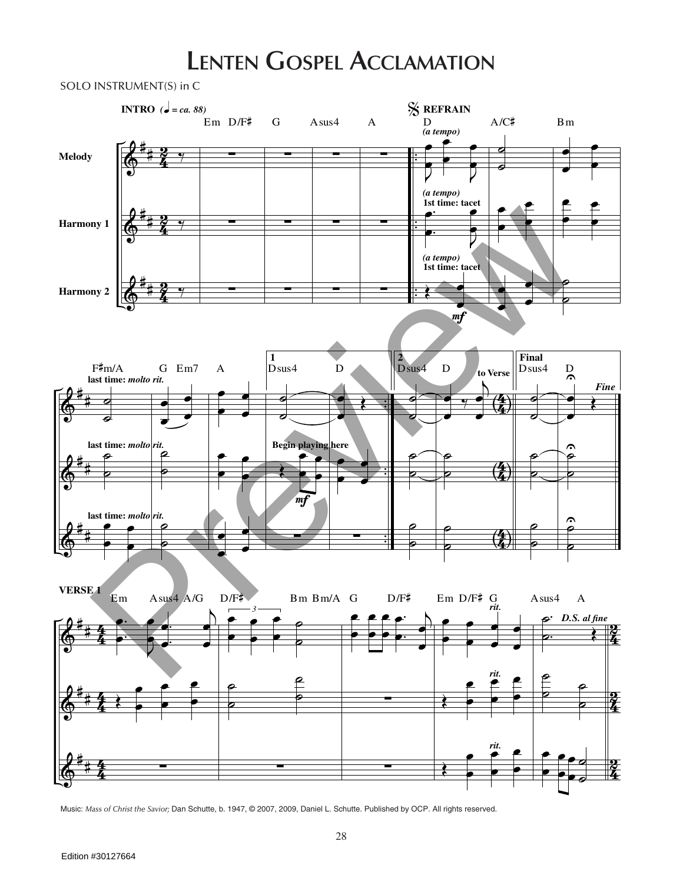# Lenten Gospel Acclamation

SOLO INSTRUMENT(S) in C

Music: *Mass of Christ the Savior;* Dan Schutte, b. 1947, © 2007, 2009, Daniel L. Schutte. Published by OCP. All rights reserved.

Edition #30127664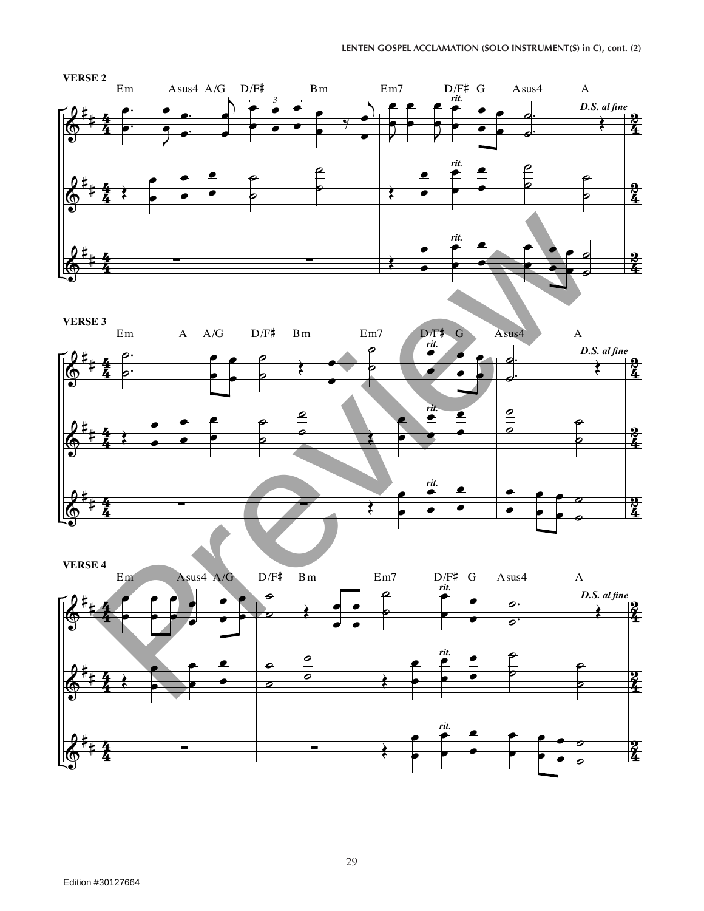### VERSE 2

Em Asus4 A/G D/F♯ Bm Em7 D/F♯ G Asus4 A

*rit.* *D.S. al fine*

### VERSE 3

Em A A/G D/F♯ Bm Em7 D/F♯ G Asus4 A

*rit.* *D.S. al fine*

### VERSE 4

Em Asus4 A/G D/F♯ Bm Em7 D/F♯ G Asus4 A

*rit.* *D.S. al fine*

Edition #30127664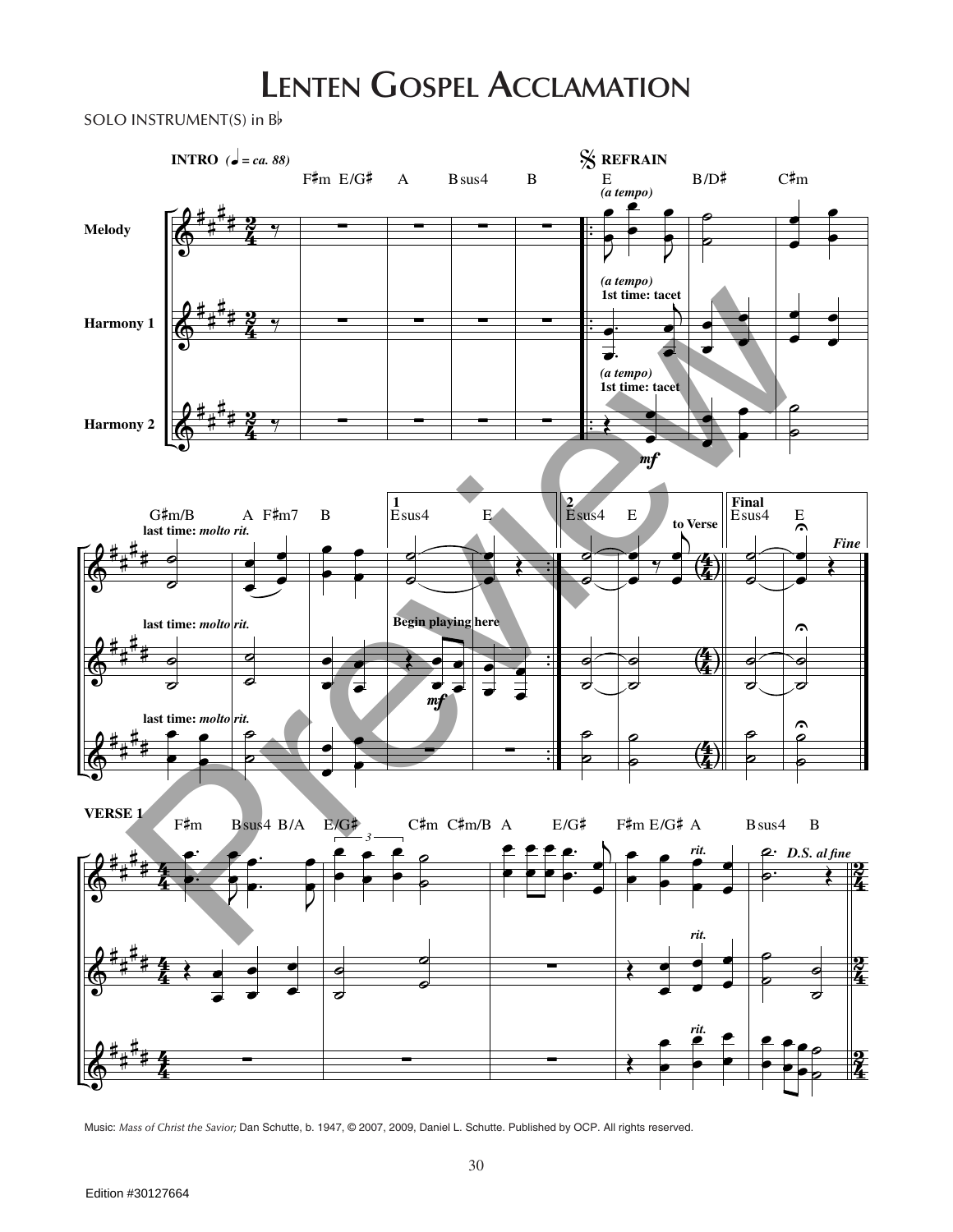# Lenten Gospel Acclamation

SOLO INSTRUMENT(S) in B♭

Music: *Mass of Christ the Savior;* Dan Schutte, b. 1947, © 2007, 2009, Daniel L. Schutte. Published by OCP. All rights reserved.

Edition #30127664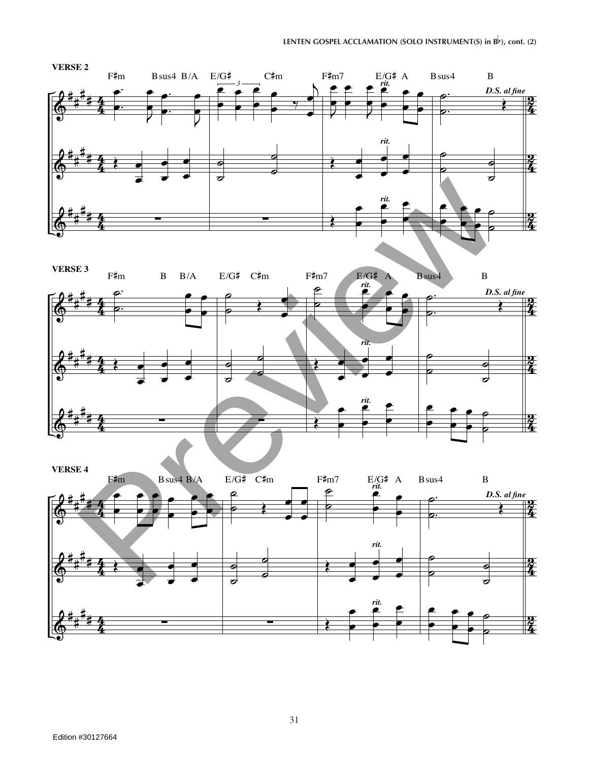**VERSE 2**

F♯m Bsus4 B/A E/G♯ C♯m F♯m7 E/G♯ A Bsus4 B

*rit.*

*D.S. al fine*

**VERSE 3**

F♯m B B/A E/G♯ C♯m F♯m7 E/G♯ A Bsus4 B

*rit.*

*D.S. al fine*

**VERSE 4**

F♯m Bsus4 B/A E/G♯ C♯m F♯m7 E/G♯ A Bsus4 B

*rit.*

*D.S. al fine*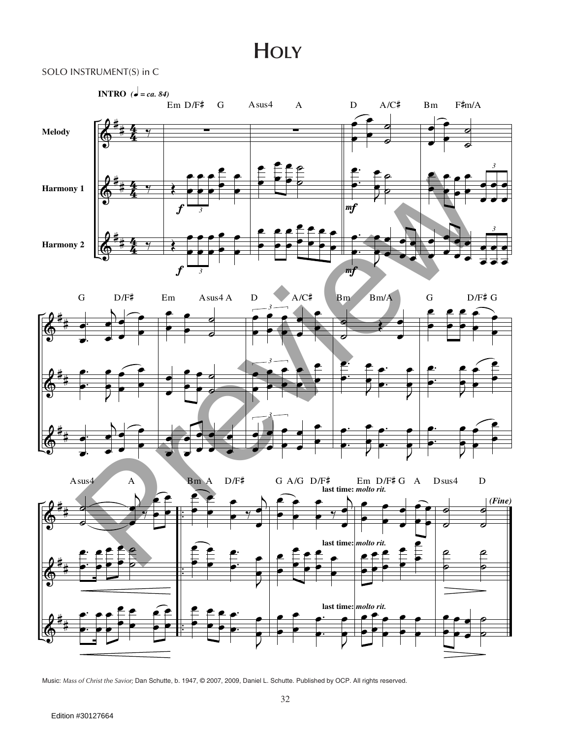# Holy

SOLO INSTRUMENT(S) in C

Music: *Mass of Christ the Savior;* Dan Schutte, b. 1947, © 2007, 2009, Daniel L. Schutte. Published by OCP. All rights reserved.

Edition #30127664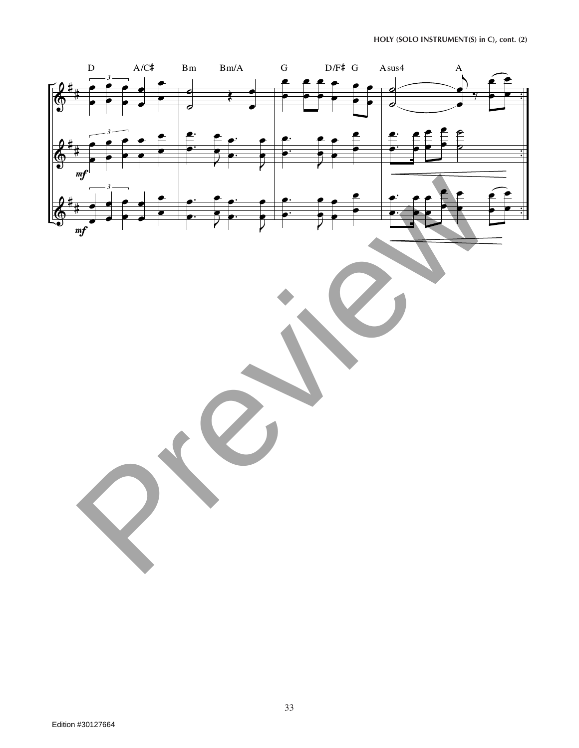D A/C♯ Bm Bm/A G D/F♯ G Asus4 A

*mf*

*mf*

Preview

Edition #30127664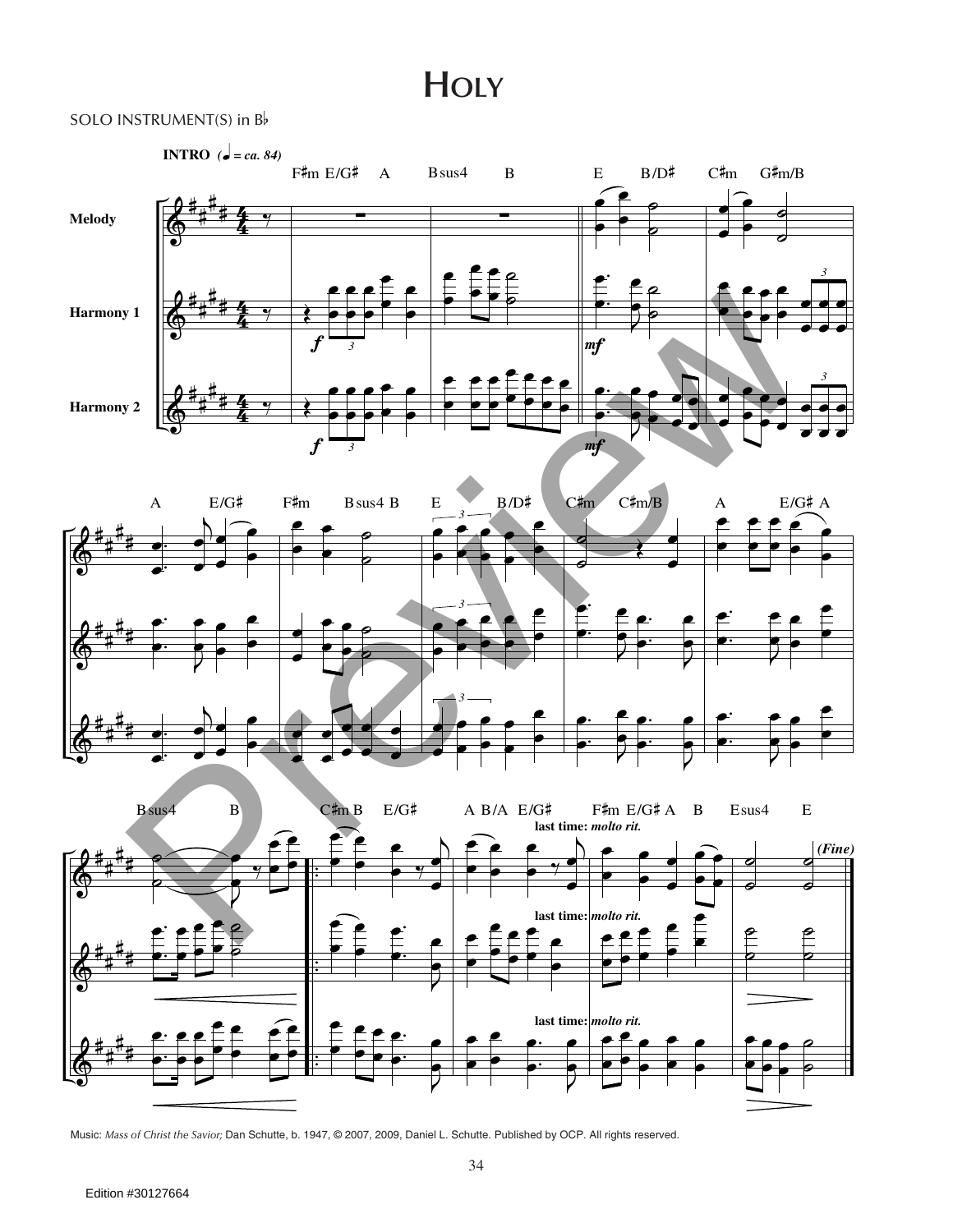# Holy

SOLO INSTRUMENT(S) in B♭

Music: *Mass of Christ the Savior;* Dan Schutte, b. 1947, © 2007, 2009, Daniel L. Schutte. Published by OCP. All rights reserved.

Edition #30127664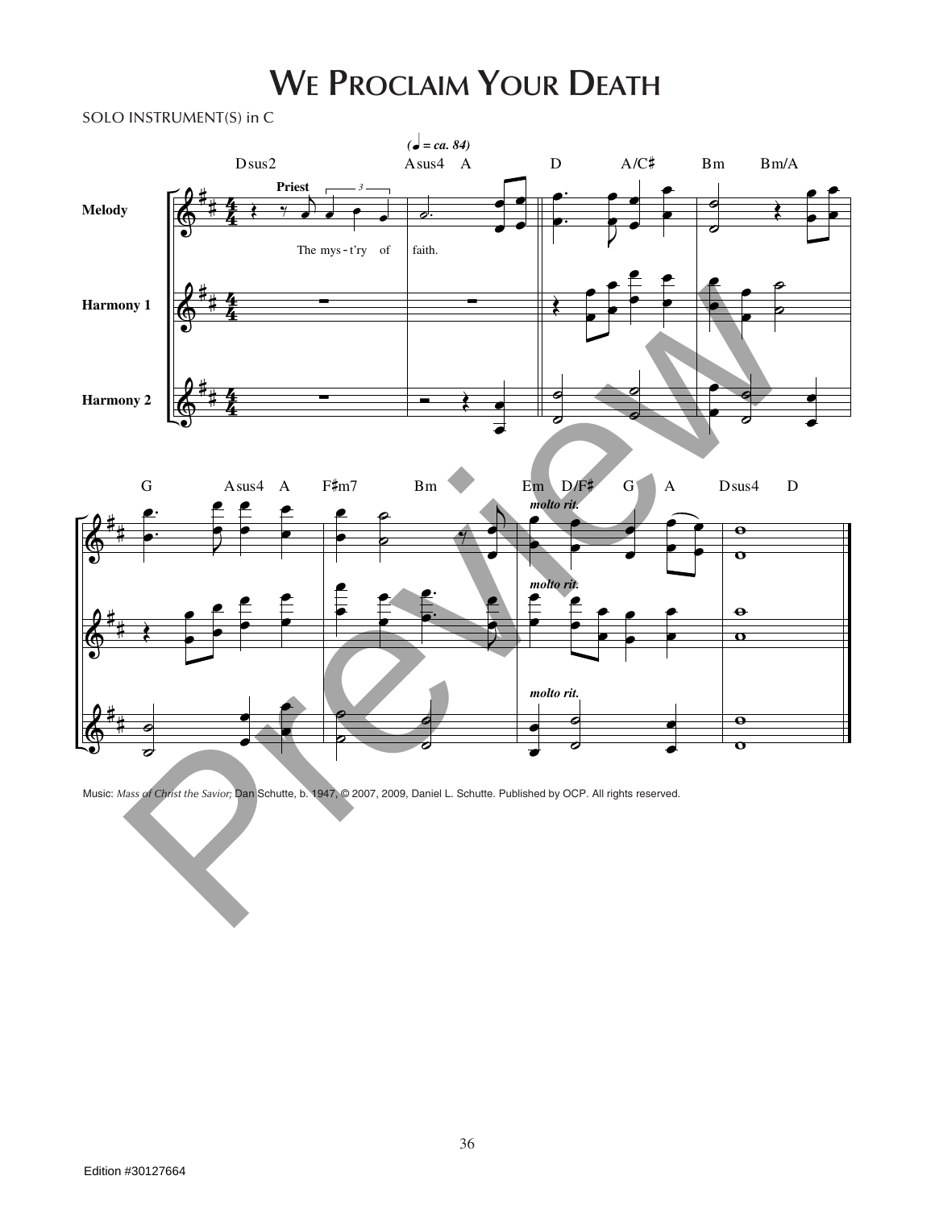# We Proclaim Your Death

SOLO INSTRUMENT(S) in C

Music: *Mass of Christ the Savior;* Dan Schutte, b. 1947, © 2007, 2009, Daniel L. Schutte. Published by OCP. All rights reserved.

Edition #30127664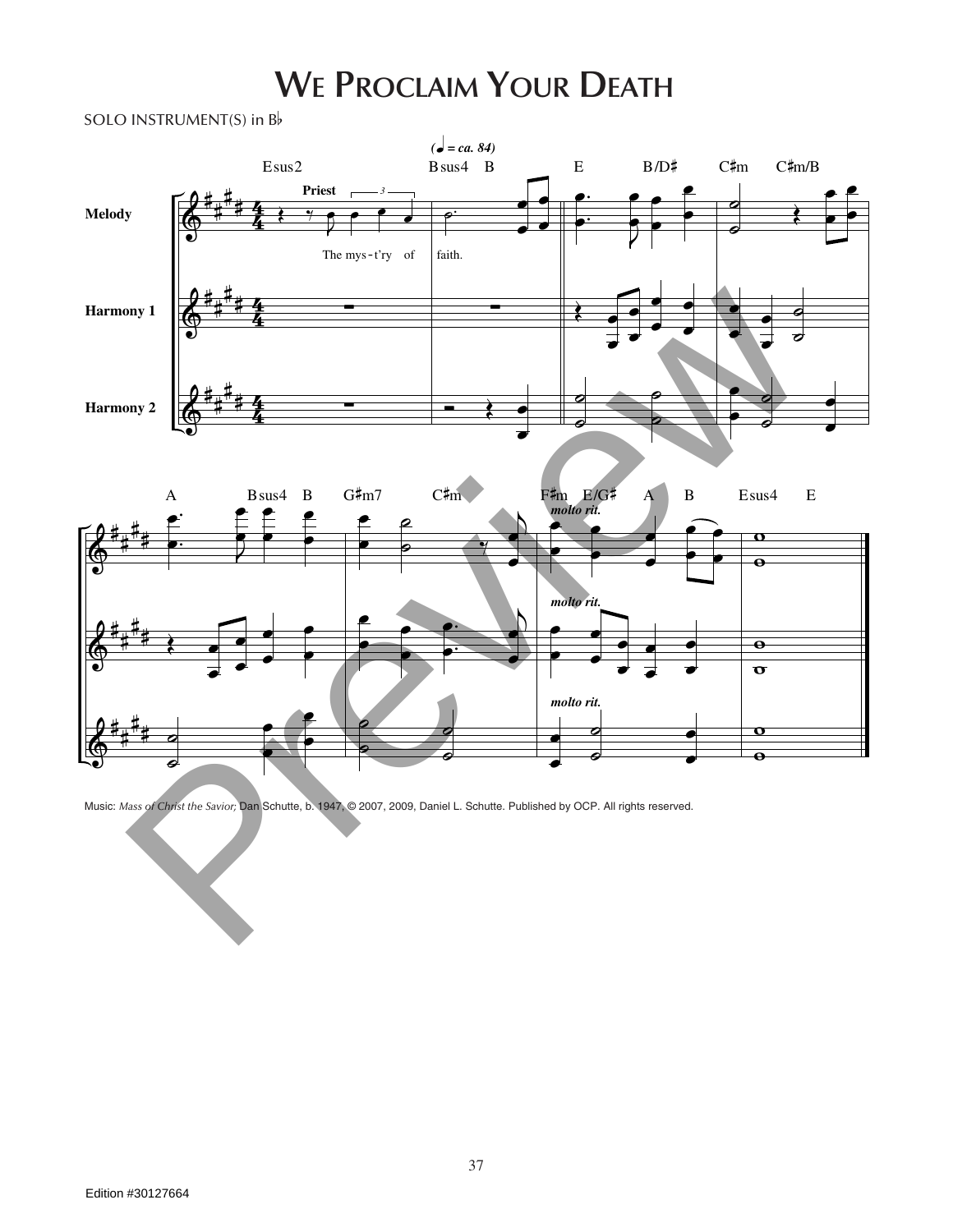# We Proclaim Your Death

SOLO INSTRUMENT(S) in B♭

Music: *Mass of Christ the Savior;* Dan Schutte, b. 1947, © 2007, 2009, Daniel L. Schutte. Published by OCP. All rights reserved.

Edition #30127664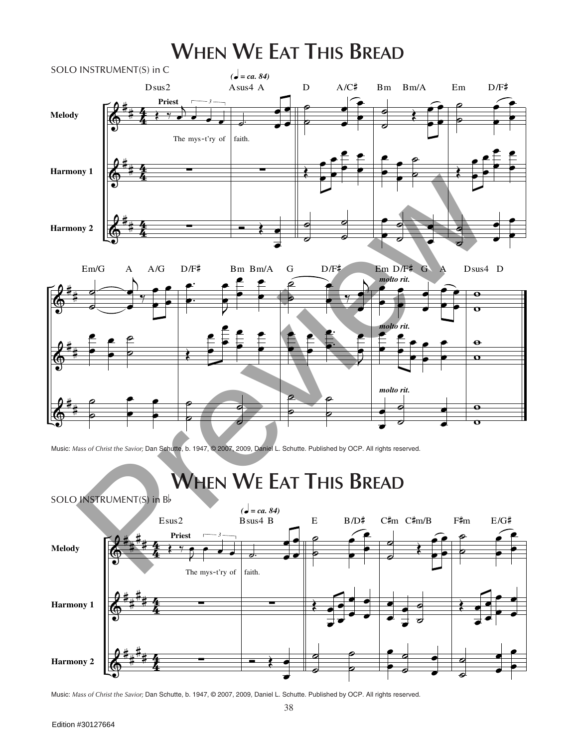# When We Eat This Bread

SOLO INSTRUMENT(S) in C

Music: *Mass of Christ the Savior;* Dan Schutte, b. 1947, © 2007, 2009, Daniel L. Schutte. Published by OCP. All rights reserved.

# When We Eat This Bread

SOLO INSTRUMENT(S) in B♭

Music: *Mass of Christ the Savior;* Dan Schutte, b. 1947, © 2007, 2009, Daniel L. Schutte. Published by OCP. All rights reserved.

Edition #30127664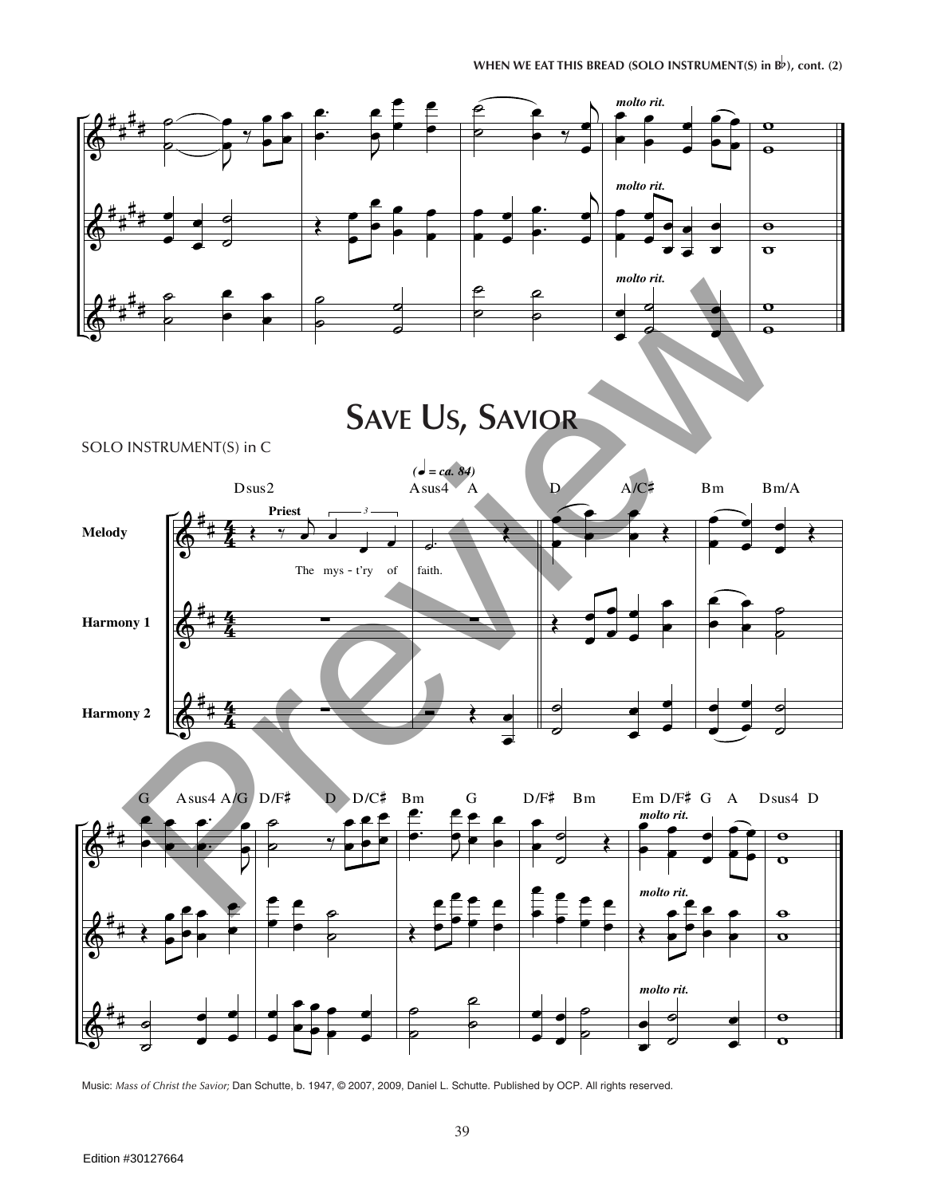# Save Us, Savior

SOLO INSTRUMENT(S) in C

Music: *Mass of Christ the Savior;* Dan Schutte, b. 1947, © 2007, 2009, Daniel L. Schutte. Published by OCP. All rights reserved.

Edition #30127664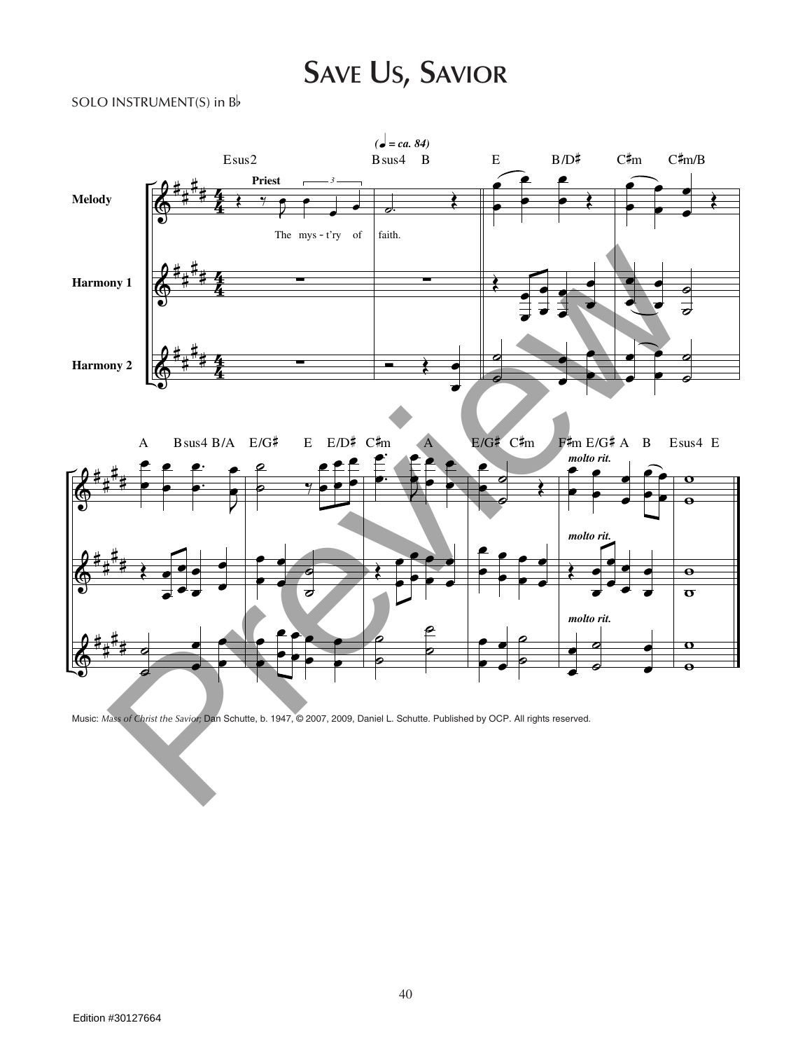# Save Us, Savior

SOLO INSTRUMENT(S) in B♭

Music: *Mass of Christ the Savior;* Dan Schutte, b. 1947, © 2007, 2009, Daniel L. Schutte. Published by OCP. All rights reserved.

Edition #30127664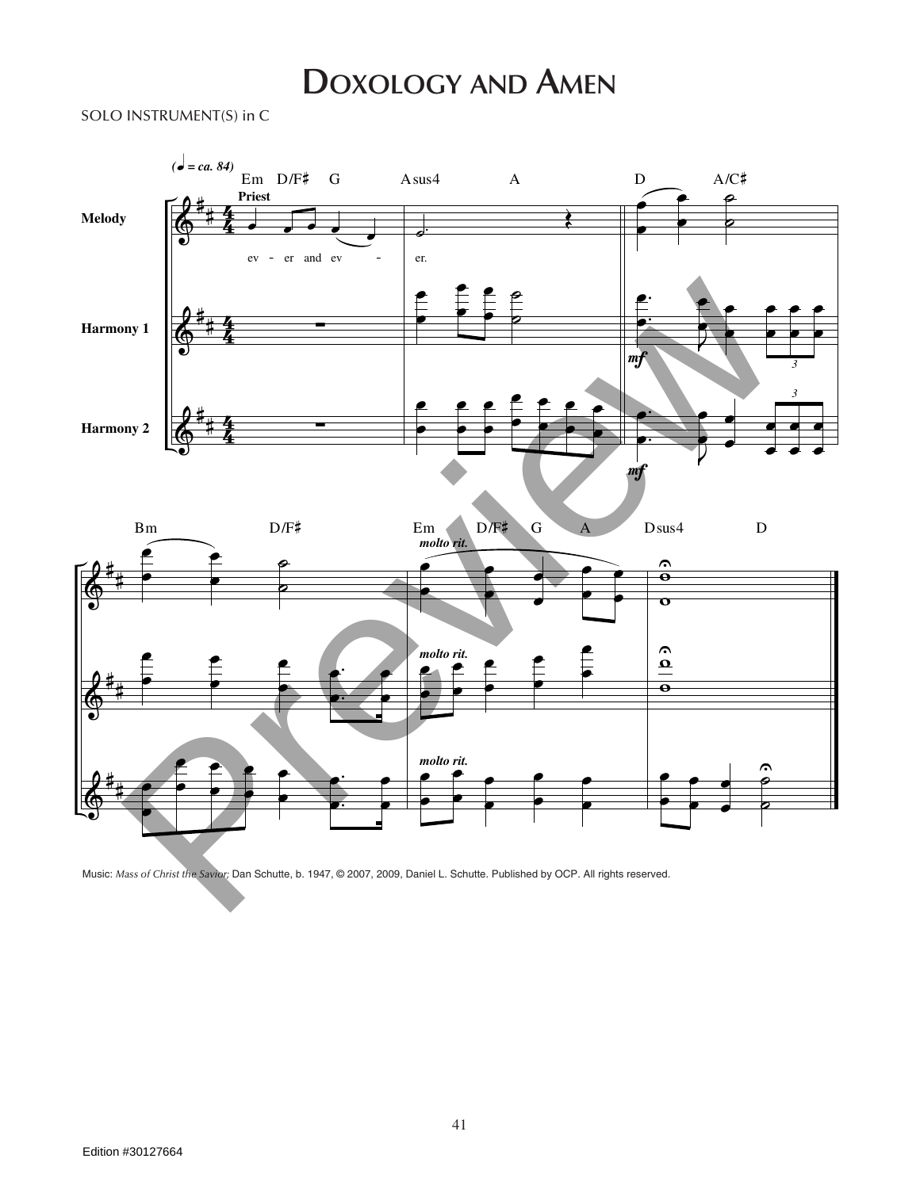# Doxology and Amen

SOLO INSTRUMENT(S) in C

Music: *Mass of Christ the Savior;* Dan Schutte, b. 1947, © 2007, 2009, Daniel L. Schutte. Published by OCP. All rights reserved.

Edition #30127664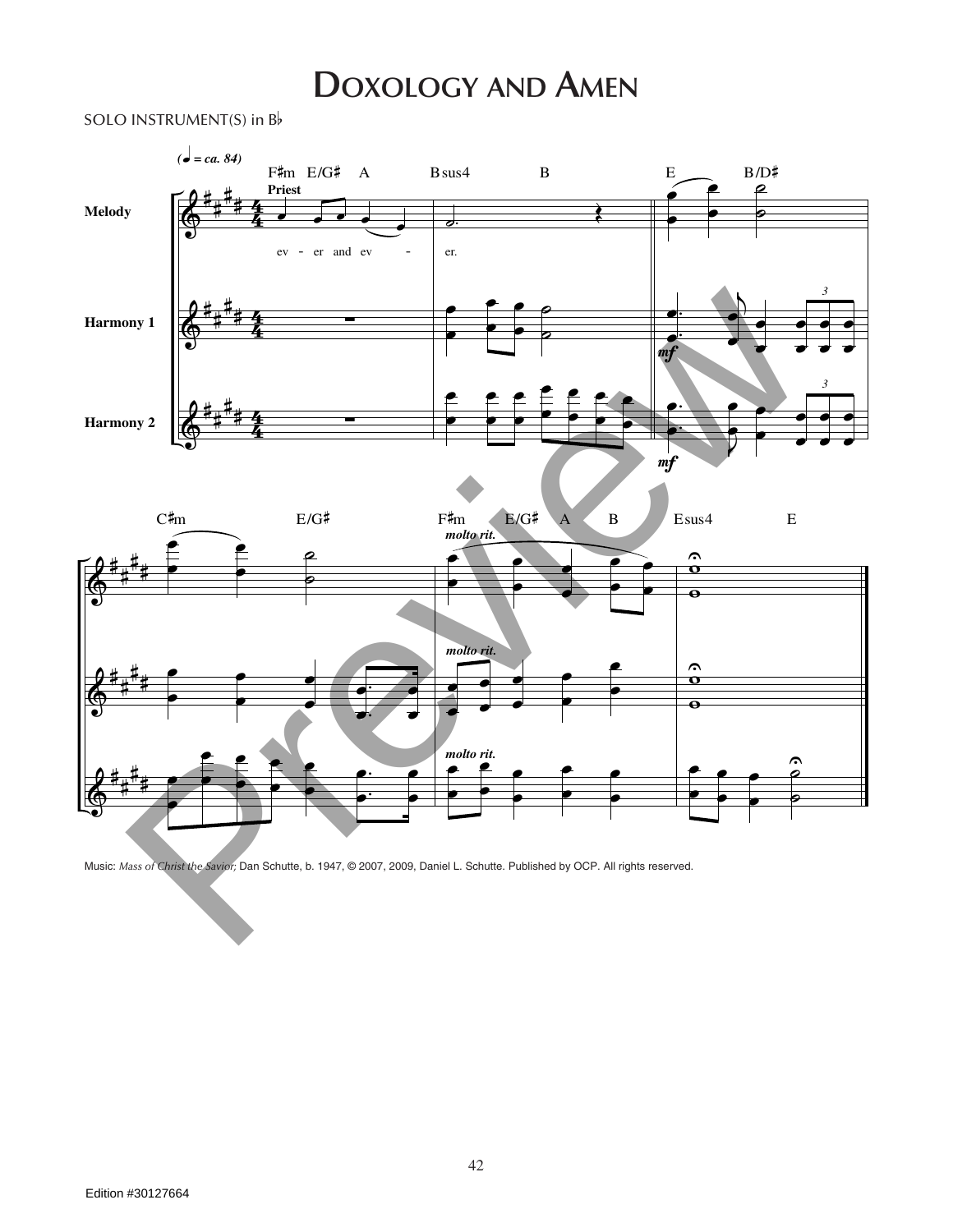# Doxology and Amen

SOLO INSTRUMENT(S) in B♭

Music: *Mass of Christ the Savior;* Dan Schutte, b. 1947, © 2007, 2009, Daniel L. Schutte. Published by OCP. All rights reserved.

Edition #30127664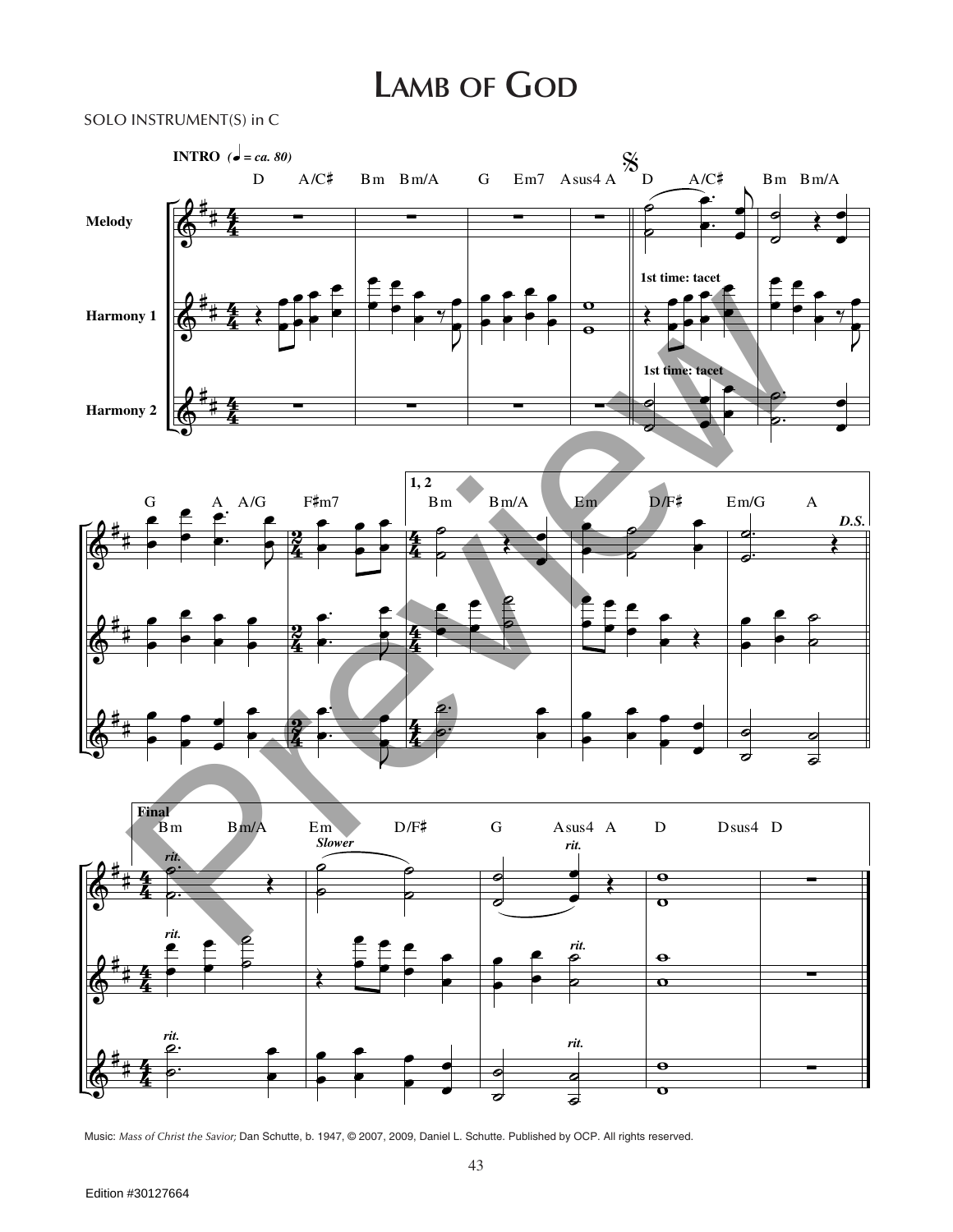# Lamb of God

SOLO INSTRUMENT(S) in C

Music: *Mass of Christ the Savior;* Dan Schutte, b. 1947, © 2007, 2009, Daniel L. Schutte. Published by OCP. All rights reserved.

Edition #30127664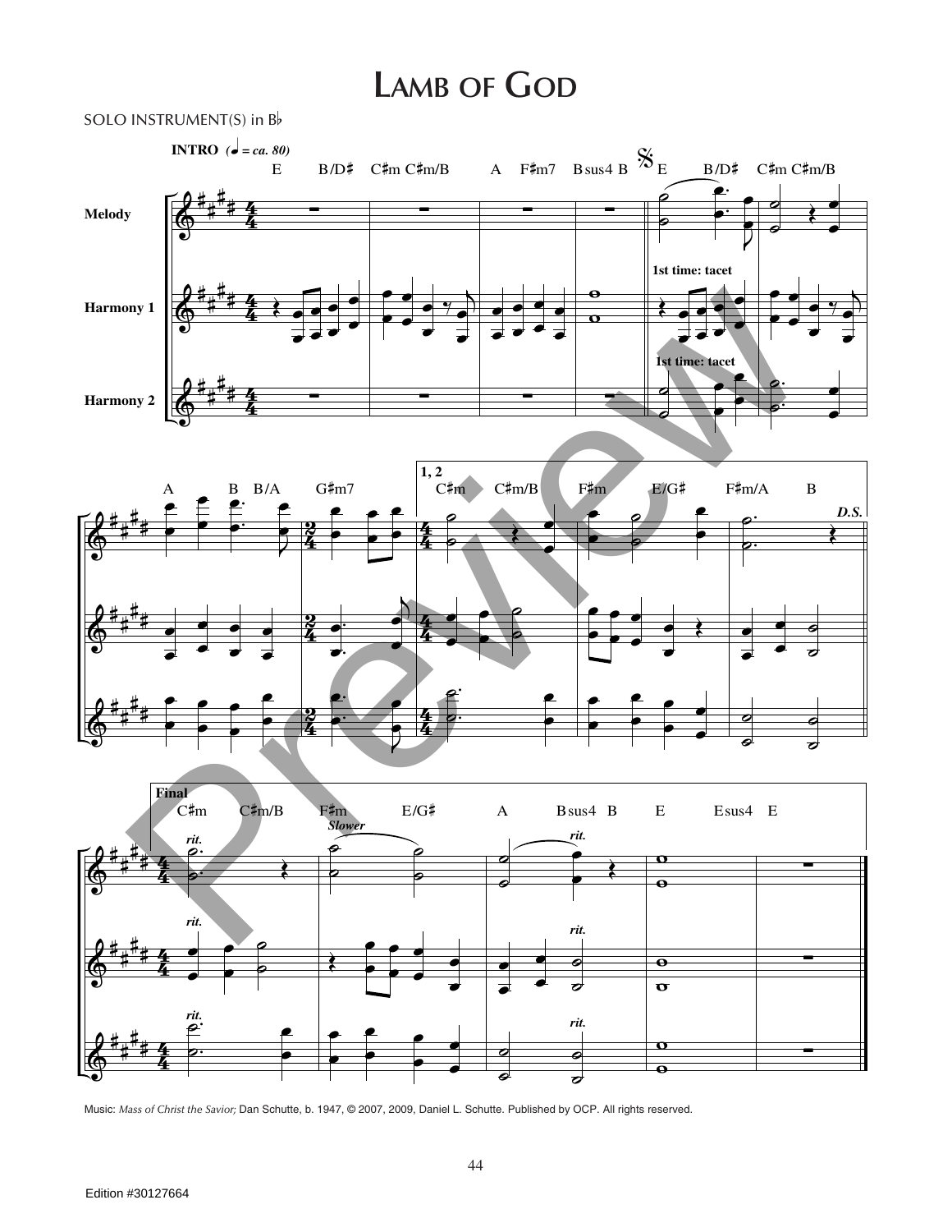# Lamb of God

SOLO INSTRUMENT(S) in B♭

Music: *Mass of Christ the Savior;* Dan Schutte, b. 1947, © 2007, 2009, Daniel L. Schutte. Published by OCP. All rights reserved.

Edition #30127664